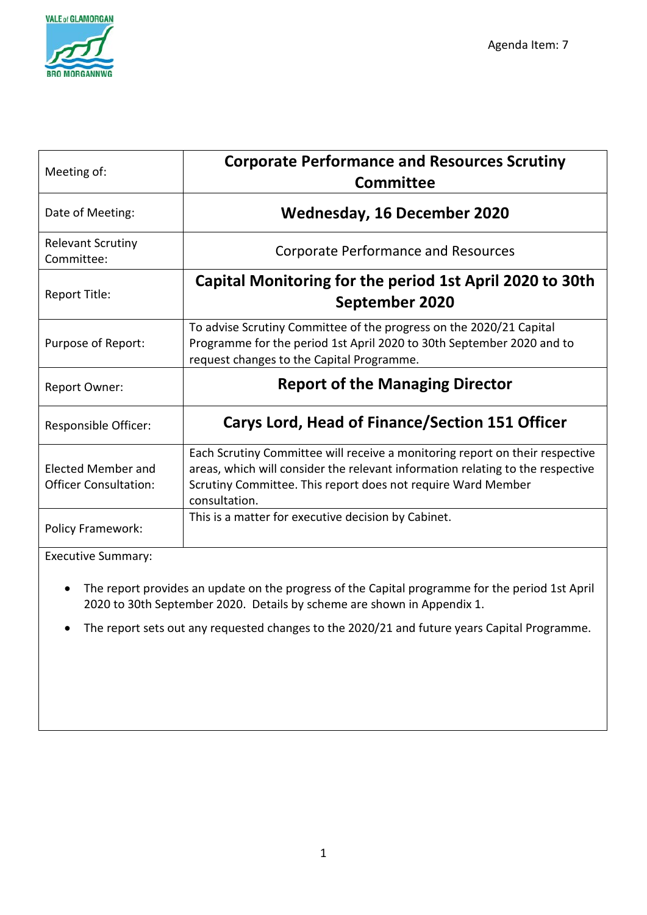Agenda Item: 7

| Meeting of: | **Corporate Performance and Resources Scrutiny Committee** |
|---|---|
| Date of Meeting: | **Wednesday, 16 December 2020** |
| Relevant Scrutiny Committee: | Corporate Performance and Resources |
| Report Title: | **Capital Monitoring for the period 1st April 2020 to 30th September 2020** |
| Purpose of Report: | To advise Scrutiny Committee of the progress on the 2020/21 Capital Programme for the period 1st April 2020 to 30th September 2020 and to request changes to the Capital Programme. |
| Report Owner: | **Report of the Managing Director** |
| Responsible Officer: | **Carys Lord, Head of Finance/Section 151 Officer** |
| Elected Member and Officer Consultation: | Each Scrutiny Committee will receive a monitoring report on their respective areas, which will consider the relevant information relating to the respective Scrutiny Committee. This report does not require Ward Member consultation. |
| Policy Framework: | This is a matter for executive decision by Cabinet. |

Executive Summary:

- The report provides an update on the progress of the Capital programme for the period 1st April 2020 to 30th September 2020. Details by scheme are shown in Appendix 1.
- The report sets out any requested changes to the 2020/21 and future years Capital Programme.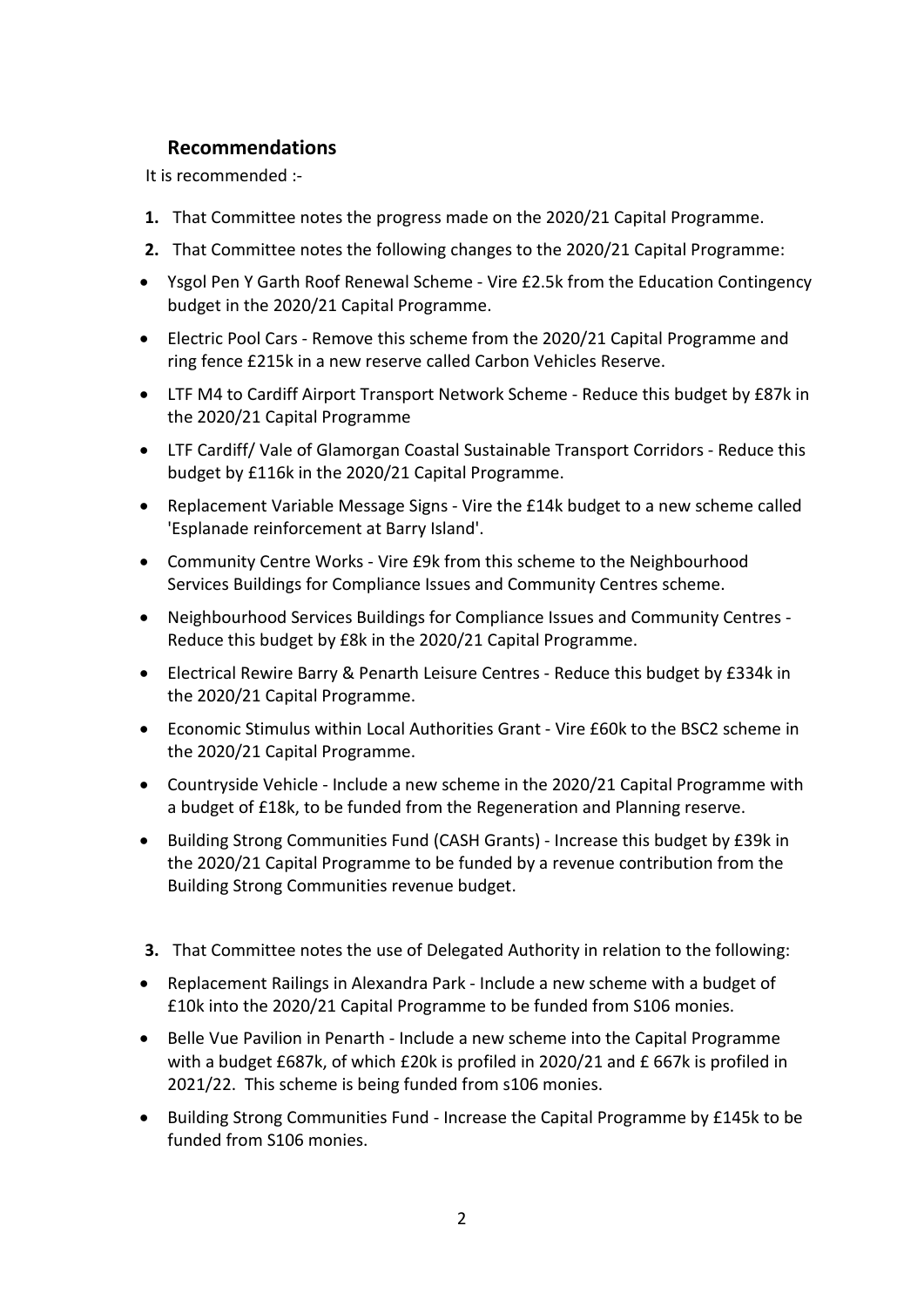## Recommendations

It is recommended :-

1. That Committee notes the progress made on the 2020/21 Capital Programme.
2. That Committee notes the following changes to the 2020/21 Capital Programme:

- Ysgol Pen Y Garth Roof Renewal Scheme - Vire £2.5k from the Education Contingency budget in the 2020/21 Capital Programme.
- Electric Pool Cars - Remove this scheme from the 2020/21 Capital Programme and ring fence £215k in a new reserve called Carbon Vehicles Reserve.
- LTF M4 to Cardiff Airport Transport Network Scheme - Reduce this budget by £87k in the 2020/21 Capital Programme
- LTF Cardiff/ Vale of Glamorgan Coastal Sustainable Transport Corridors - Reduce this budget by £116k in the 2020/21 Capital Programme.
- Replacement Variable Message Signs - Vire the £14k budget to a new scheme called 'Esplanade reinforcement at Barry Island'.
- Community Centre Works - Vire £9k from this scheme to the Neighbourhood Services Buildings for Compliance Issues and Community Centres scheme.
- Neighbourhood Services Buildings for Compliance Issues and Community Centres - Reduce this budget by £8k in the 2020/21 Capital Programme.
- Electrical Rewire Barry & Penarth Leisure Centres - Reduce this budget by £334k in the 2020/21 Capital Programme.
- Economic Stimulus within Local Authorities Grant - Vire £60k to the BSC2 scheme in the 2020/21 Capital Programme.
- Countryside Vehicle - Include a new scheme in the 2020/21 Capital Programme with a budget of £18k, to be funded from the Regeneration and Planning reserve.
- Building Strong Communities Fund (CASH Grants) - Increase this budget by £39k in the 2020/21 Capital Programme to be funded by a revenue contribution from the Building Strong Communities revenue budget.

3. That Committee notes the use of Delegated Authority in relation to the following:

- Replacement Railings in Alexandra Park - Include a new scheme with a budget of £10k into the 2020/21 Capital Programme to be funded from S106 monies.
- Belle Vue Pavilion in Penarth - Include a new scheme into the Capital Programme with a budget £687k, of which £20k is profiled in 2020/21 and £ 667k is profiled in 2021/22. This scheme is being funded from s106 monies.
- Building Strong Communities Fund - Increase the Capital Programme by £145k to be funded from S106 monies.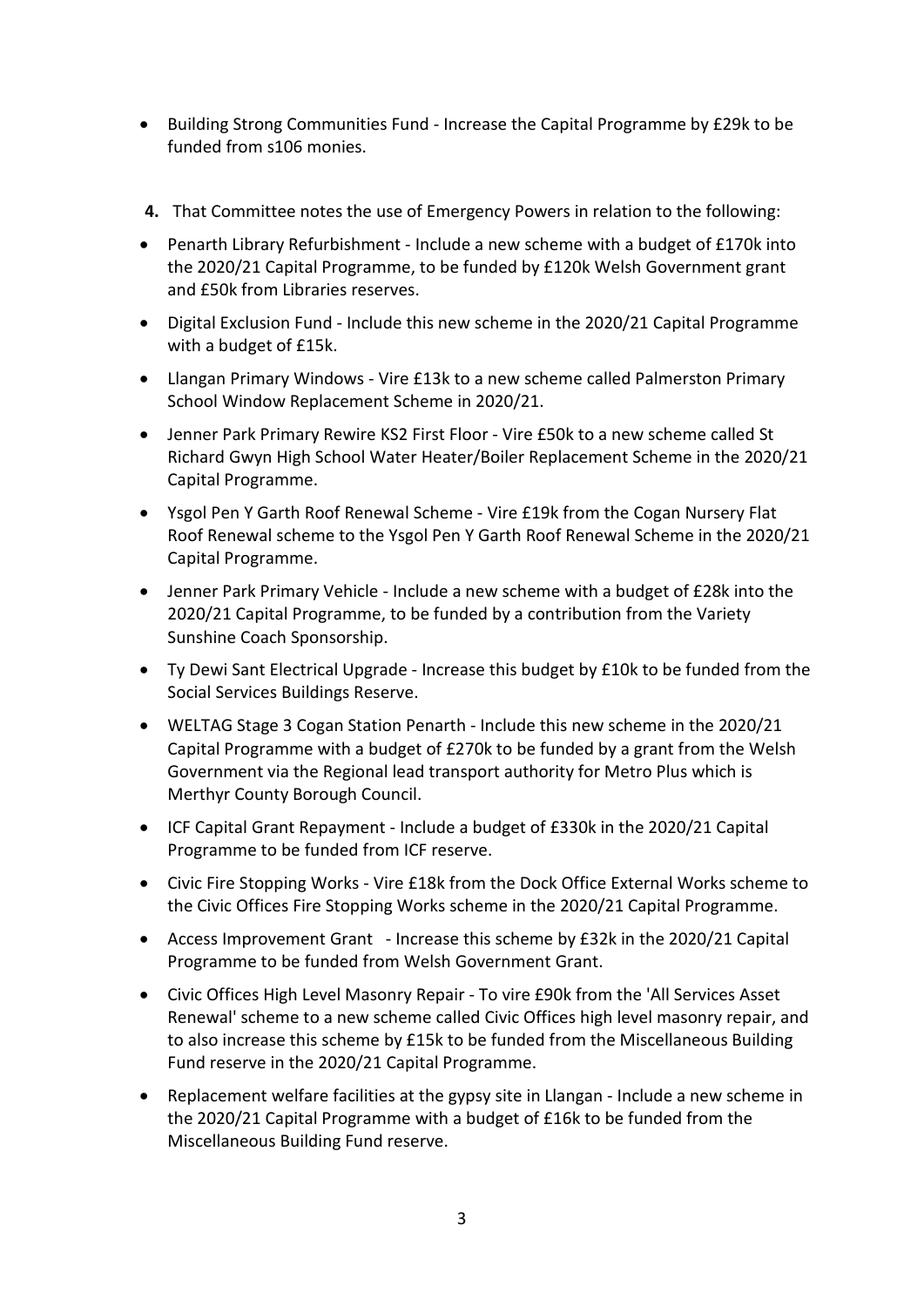- Building Strong Communities Fund - Increase the Capital Programme by £29k to be funded from s106 monies.

**4.** That Committee notes the use of Emergency Powers in relation to the following:

- Penarth Library Refurbishment - Include a new scheme with a budget of £170k into the 2020/21 Capital Programme, to be funded by £120k Welsh Government grant and £50k from Libraries reserves.
- Digital Exclusion Fund - Include this new scheme in the 2020/21 Capital Programme with a budget of £15k.
- Llangan Primary Windows - Vire £13k to a new scheme called Palmerston Primary School Window Replacement Scheme in 2020/21.
- Jenner Park Primary Rewire KS2 First Floor - Vire £50k to a new scheme called St Richard Gwyn High School Water Heater/Boiler Replacement Scheme in the 2020/21 Capital Programme.
- Ysgol Pen Y Garth Roof Renewal Scheme - Vire £19k from the Cogan Nursery Flat Roof Renewal scheme to the Ysgol Pen Y Garth Roof Renewal Scheme in the 2020/21 Capital Programme.
- Jenner Park Primary Vehicle - Include a new scheme with a budget of £28k into the 2020/21 Capital Programme, to be funded by a contribution from the Variety Sunshine Coach Sponsorship.
- Ty Dewi Sant Electrical Upgrade - Increase this budget by £10k to be funded from the Social Services Buildings Reserve.
- WELTAG Stage 3 Cogan Station Penarth - Include this new scheme in the 2020/21 Capital Programme with a budget of £270k to be funded by a grant from the Welsh Government via the Regional lead transport authority for Metro Plus which is Merthyr County Borough Council.
- ICF Capital Grant Repayment - Include a budget of £330k in the 2020/21 Capital Programme to be funded from ICF reserve.
- Civic Fire Stopping Works - Vire £18k from the Dock Office External Works scheme to the Civic Offices Fire Stopping Works scheme in the 2020/21 Capital Programme.
- Access Improvement Grant - Increase this scheme by £32k in the 2020/21 Capital Programme to be funded from Welsh Government Grant.
- Civic Offices High Level Masonry Repair - To vire £90k from the 'All Services Asset Renewal' scheme to a new scheme called Civic Offices high level masonry repair, and to also increase this scheme by £15k to be funded from the Miscellaneous Building Fund reserve in the 2020/21 Capital Programme.
- Replacement welfare facilities at the gypsy site in Llangan - Include a new scheme in the 2020/21 Capital Programme with a budget of £16k to be funded from the Miscellaneous Building Fund reserve.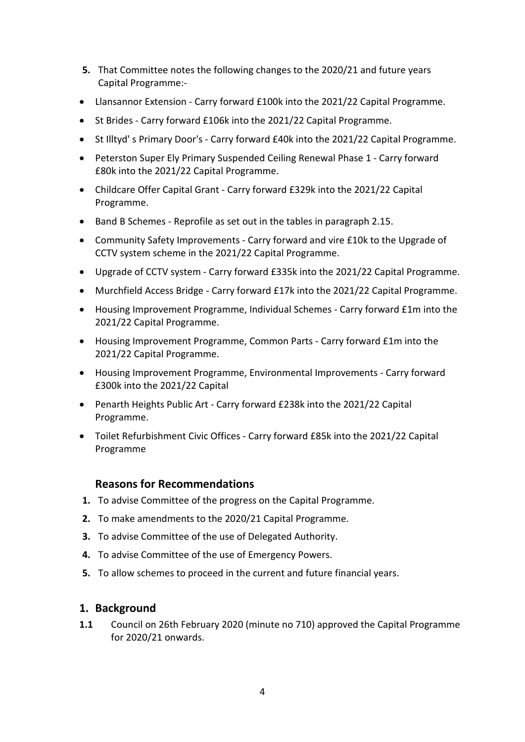**5.** That Committee notes the following changes to the 2020/21 and future years Capital Programme:-

- Llansannor Extension - Carry forward £100k into the 2021/22 Capital Programme.
- St Brides - Carry forward £106k into the 2021/22 Capital Programme.
- St Illtyd' s Primary Door's - Carry forward £40k into the 2021/22 Capital Programme.
- Peterston Super Ely Primary Suspended Ceiling Renewal Phase 1 - Carry forward £80k into the 2021/22 Capital Programme.
- Childcare Offer Capital Grant - Carry forward £329k into the 2021/22 Capital Programme.
- Band B Schemes - Reprofile as set out in the tables in paragraph 2.15.
- Community Safety Improvements - Carry forward and vire £10k to the Upgrade of CCTV system scheme in the 2021/22 Capital Programme.
- Upgrade of CCTV system - Carry forward £335k into the 2021/22 Capital Programme.
- Murchfield Access Bridge - Carry forward £17k into the 2021/22 Capital Programme.
- Housing Improvement Programme, Individual Schemes - Carry forward £1m into the 2021/22 Capital Programme.
- Housing Improvement Programme, Common Parts - Carry forward £1m into the 2021/22 Capital Programme.
- Housing Improvement Programme, Environmental Improvements - Carry forward £300k into the 2021/22 Capital
- Penarth Heights Public Art - Carry forward £238k into the 2021/22 Capital Programme.
- Toilet Refurbishment Civic Offices - Carry forward £85k into the 2021/22 Capital Programme

## Reasons for Recommendations

**1.** To advise Committee of the progress on the Capital Programme.

**2.** To make amendments to the 2020/21 Capital Programme.

**3.** To advise Committee of the use of Delegated Authority.

**4.** To advise Committee of the use of Emergency Powers.

**5.** To allow schemes to proceed in the current and future financial years.

## 1. Background

**1.1** Council on 26th February 2020 (minute no 710) approved the Capital Programme for 2020/21 onwards.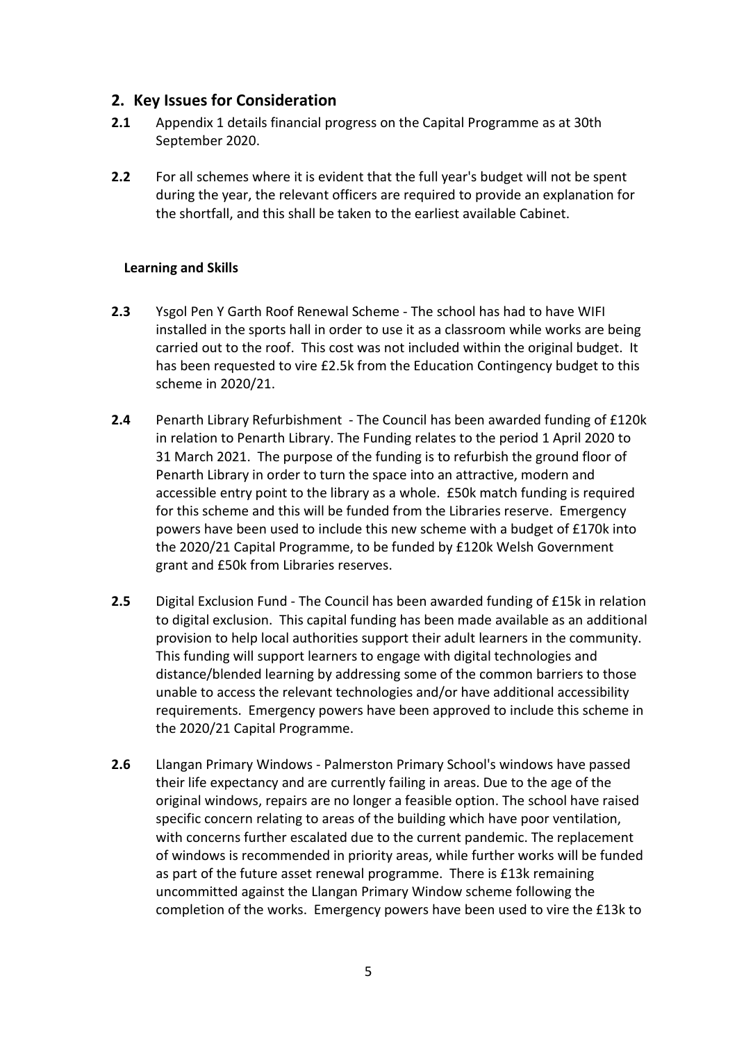## 2. Key Issues for Consideration

**2.1** Appendix 1 details financial progress on the Capital Programme as at 30th September 2020.

**2.2** For all schemes where it is evident that the full year's budget will not be spent during the year, the relevant officers are required to provide an explanation for the shortfall, and this shall be taken to the earliest available Cabinet.

### Learning and Skills

**2.3** Ysgol Pen Y Garth Roof Renewal Scheme - The school has had to have WIFI installed in the sports hall in order to use it as a classroom while works are being carried out to the roof. This cost was not included within the original budget. It has been requested to vire £2.5k from the Education Contingency budget to this scheme in 2020/21.

**2.4** Penarth Library Refurbishment - The Council has been awarded funding of £120k in relation to Penarth Library. The Funding relates to the period 1 April 2020 to 31 March 2021. The purpose of the funding is to refurbish the ground floor of Penarth Library in order to turn the space into an attractive, modern and accessible entry point to the library as a whole. £50k match funding is required for this scheme and this will be funded from the Libraries reserve. Emergency powers have been used to include this new scheme with a budget of £170k into the 2020/21 Capital Programme, to be funded by £120k Welsh Government grant and £50k from Libraries reserves.

**2.5** Digital Exclusion Fund - The Council has been awarded funding of £15k in relation to digital exclusion. This capital funding has been made available as an additional provision to help local authorities support their adult learners in the community. This funding will support learners to engage with digital technologies and distance/blended learning by addressing some of the common barriers to those unable to access the relevant technologies and/or have additional accessibility requirements. Emergency powers have been approved to include this scheme in the 2020/21 Capital Programme.

**2.6** Llangan Primary Windows - Palmerston Primary School's windows have passed their life expectancy and are currently failing in areas. Due to the age of the original windows, repairs are no longer a feasible option. The school have raised specific concern relating to areas of the building which have poor ventilation, with concerns further escalated due to the current pandemic. The replacement of windows is recommended in priority areas, while further works will be funded as part of the future asset renewal programme. There is £13k remaining uncommitted against the Llangan Primary Window scheme following the completion of the works. Emergency powers have been used to vire the £13k to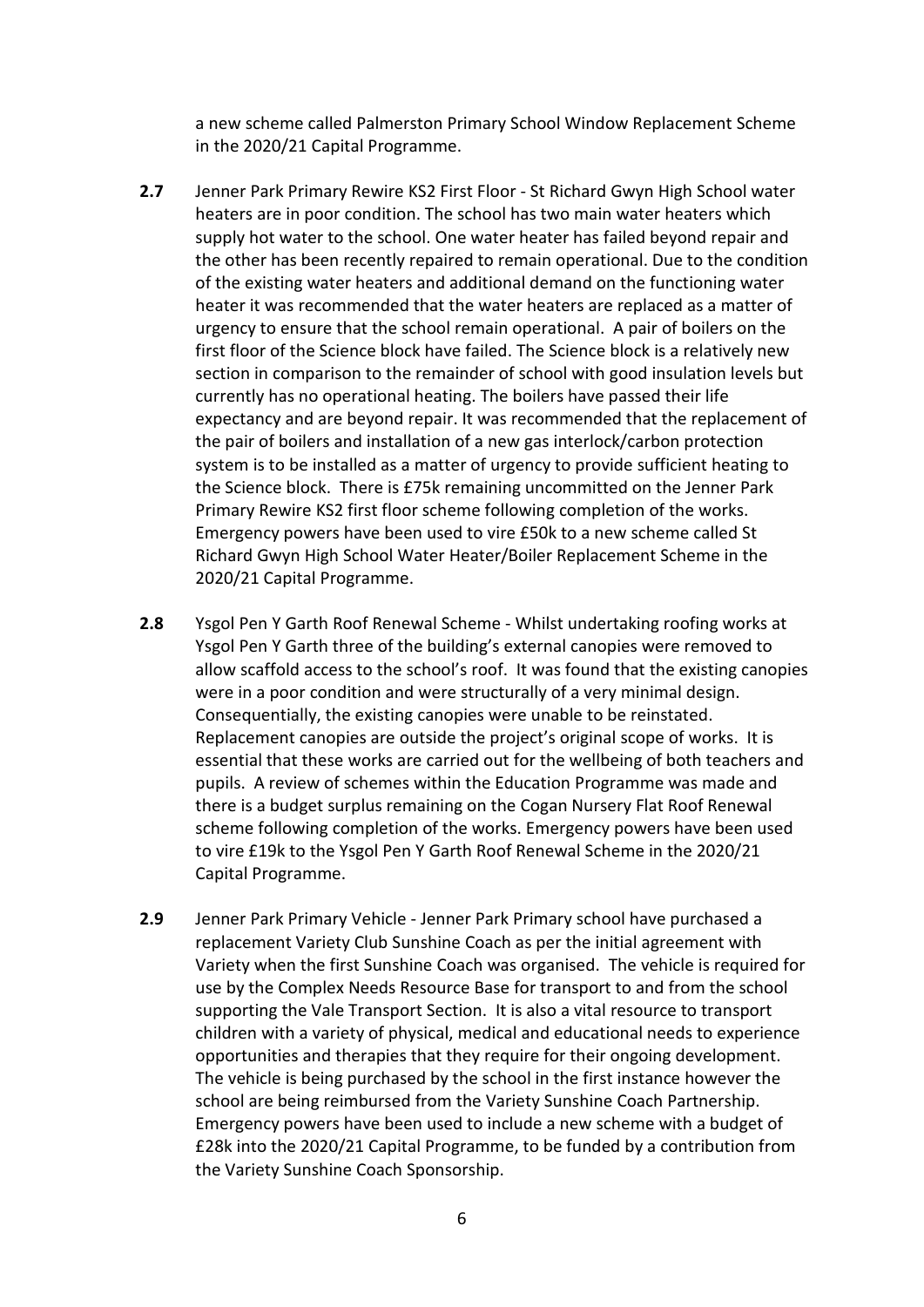a new scheme called Palmerston Primary School Window Replacement Scheme in the 2020/21 Capital Programme.

**2.7** Jenner Park Primary Rewire KS2 First Floor - St Richard Gwyn High School water heaters are in poor condition. The school has two main water heaters which supply hot water to the school. One water heater has failed beyond repair and the other has been recently repaired to remain operational. Due to the condition of the existing water heaters and additional demand on the functioning water heater it was recommended that the water heaters are replaced as a matter of urgency to ensure that the school remain operational. A pair of boilers on the first floor of the Science block have failed. The Science block is a relatively new section in comparison to the remainder of school with good insulation levels but currently has no operational heating. The boilers have passed their life expectancy and are beyond repair. It was recommended that the replacement of the pair of boilers and installation of a new gas interlock/carbon protection system is to be installed as a matter of urgency to provide sufficient heating to the Science block. There is £75k remaining uncommitted on the Jenner Park Primary Rewire KS2 first floor scheme following completion of the works. Emergency powers have been used to vire £50k to a new scheme called St Richard Gwyn High School Water Heater/Boiler Replacement Scheme in the 2020/21 Capital Programme.

**2.8** Ysgol Pen Y Garth Roof Renewal Scheme - Whilst undertaking roofing works at Ysgol Pen Y Garth three of the building's external canopies were removed to allow scaffold access to the school's roof. It was found that the existing canopies were in a poor condition and were structurally of a very minimal design. Consequentially, the existing canopies were unable to be reinstated. Replacement canopies are outside the project's original scope of works. It is essential that these works are carried out for the wellbeing of both teachers and pupils. A review of schemes within the Education Programme was made and there is a budget surplus remaining on the Cogan Nursery Flat Roof Renewal scheme following completion of the works. Emergency powers have been used to vire £19k to the Ysgol Pen Y Garth Roof Renewal Scheme in the 2020/21 Capital Programme.

**2.9** Jenner Park Primary Vehicle - Jenner Park Primary school have purchased a replacement Variety Club Sunshine Coach as per the initial agreement with Variety when the first Sunshine Coach was organised. The vehicle is required for use by the Complex Needs Resource Base for transport to and from the school supporting the Vale Transport Section. It is also a vital resource to transport children with a variety of physical, medical and educational needs to experience opportunities and therapies that they require for their ongoing development. The vehicle is being purchased by the school in the first instance however the school are being reimbursed from the Variety Sunshine Coach Partnership. Emergency powers have been used to include a new scheme with a budget of £28k into the 2020/21 Capital Programme, to be funded by a contribution from the Variety Sunshine Coach Sponsorship.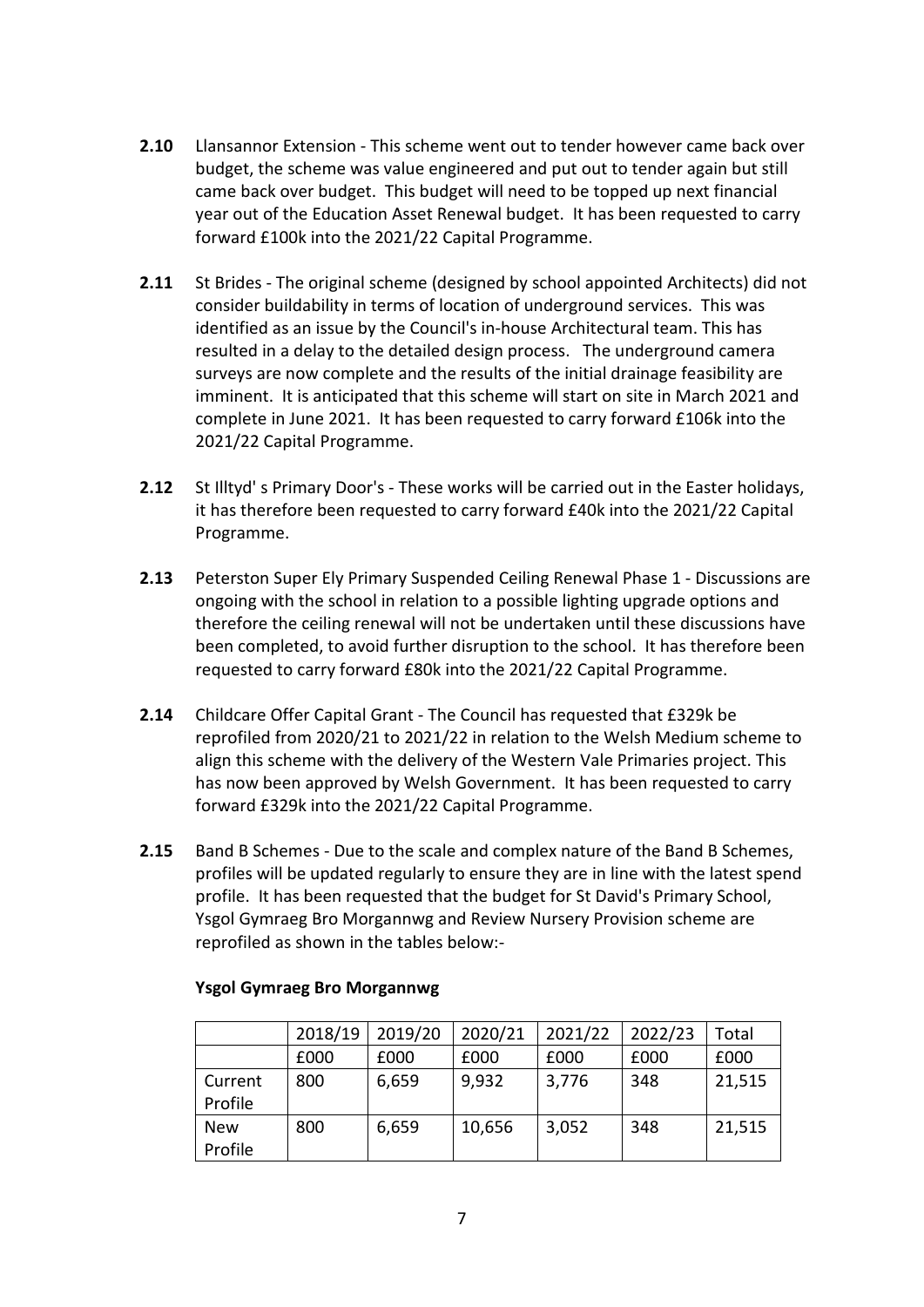**2.10** Llansannor Extension - This scheme went out to tender however came back over budget, the scheme was value engineered and put out to tender again but still came back over budget. This budget will need to be topped up next financial year out of the Education Asset Renewal budget. It has been requested to carry forward £100k into the 2021/22 Capital Programme.

**2.11** St Brides - The original scheme (designed by school appointed Architects) did not consider buildability in terms of location of underground services. This was identified as an issue by the Council's in-house Architectural team. This has resulted in a delay to the detailed design process. The underground camera surveys are now complete and the results of the initial drainage feasibility are imminent. It is anticipated that this scheme will start on site in March 2021 and complete in June 2021. It has been requested to carry forward £106k into the 2021/22 Capital Programme.

**2.12** St Illtyd' s Primary Door's - These works will be carried out in the Easter holidays, it has therefore been requested to carry forward £40k into the 2021/22 Capital Programme.

**2.13** Peterston Super Ely Primary Suspended Ceiling Renewal Phase 1 - Discussions are ongoing with the school in relation to a possible lighting upgrade options and therefore the ceiling renewal will not be undertaken until these discussions have been completed, to avoid further disruption to the school. It has therefore been requested to carry forward £80k into the 2021/22 Capital Programme.

**2.14** Childcare Offer Capital Grant - The Council has requested that £329k be reprofiled from 2020/21 to 2021/22 in relation to the Welsh Medium scheme to align this scheme with the delivery of the Western Vale Primaries project. This has now been approved by Welsh Government. It has been requested to carry forward £329k into the 2021/22 Capital Programme.

**2.15** Band B Schemes - Due to the scale and complex nature of the Band B Schemes, profiles will be updated regularly to ensure they are in line with the latest spend profile. It has been requested that the budget for St David's Primary School, Ysgol Gymraeg Bro Morgannwg and Review Nursery Provision scheme are reprofiled as shown in the tables below:-

**Ysgol Gymraeg Bro Morgannwg**

| | 2018/19 | 2019/20 | 2020/21 | 2021/22 | 2022/23 | Total |
|---|---|---|---|---|---|---|
| | £000 | £000 | £000 | £000 | £000 | £000 |
| Current Profile | 800 | 6,659 | 9,932 | 3,776 | 348 | 21,515 |
| New Profile | 800 | 6,659 | 10,656 | 3,052 | 348 | 21,515 |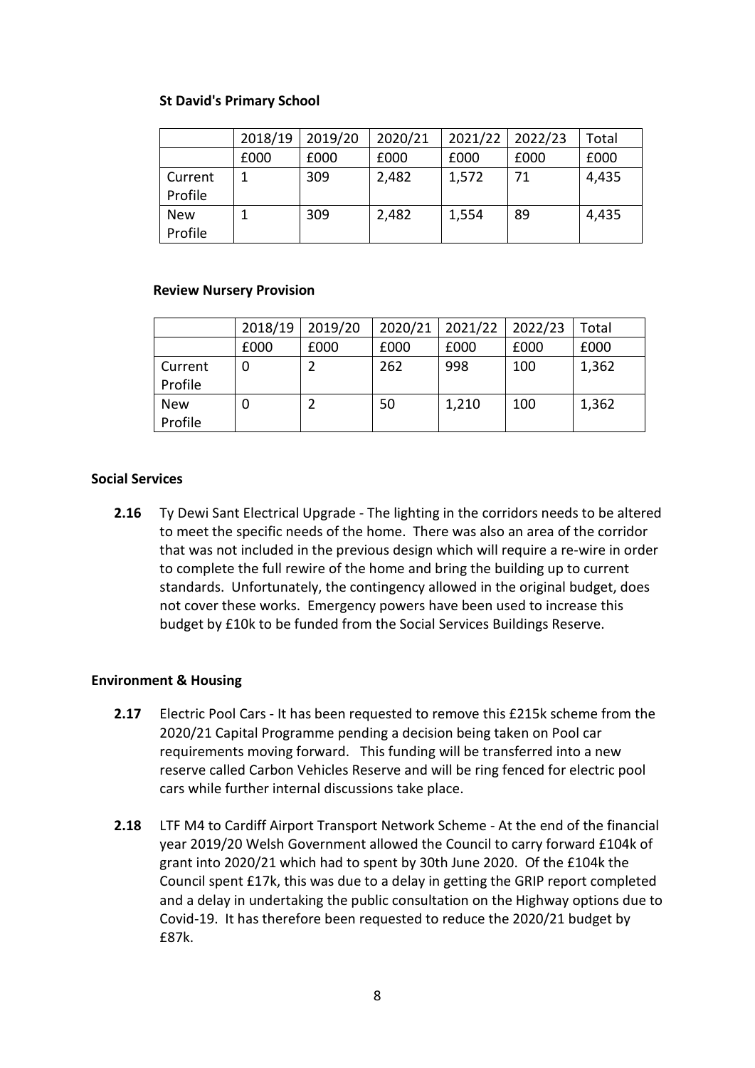**St David's Primary School**

| | 2018/19 | 2019/20 | 2020/21 | 2021/22 | 2022/23 | Total |
|---|---|---|---|---|---|---|
| | £000 | £000 | £000 | £000 | £000 | £000 |
| Current Profile | 1 | 309 | 2,482 | 1,572 | 71 | 4,435 |
| New Profile | 1 | 309 | 2,482 | 1,554 | 89 | 4,435 |

**Review Nursery Provision**

| | 2018/19 | 2019/20 | 2020/21 | 2021/22 | 2022/23 | Total |
|---|---|---|---|---|---|---|
| | £000 | £000 | £000 | £000 | £000 | £000 |
| Current Profile | 0 | 2 | 262 | 998 | 100 | 1,362 |
| New Profile | 0 | 2 | 50 | 1,210 | 100 | 1,362 |

**Social Services**

**2.16** Ty Dewi Sant Electrical Upgrade - The lighting in the corridors needs to be altered to meet the specific needs of the home. There was also an area of the corridor that was not included in the previous design which will require a re-wire in order to complete the full rewire of the home and bring the building up to current standards. Unfortunately, the contingency allowed in the original budget, does not cover these works. Emergency powers have been used to increase this budget by £10k to be funded from the Social Services Buildings Reserve.

**Environment & Housing**

**2.17** Electric Pool Cars - It has been requested to remove this £215k scheme from the 2020/21 Capital Programme pending a decision being taken on Pool car requirements moving forward. This funding will be transferred into a new reserve called Carbon Vehicles Reserve and will be ring fenced for electric pool cars while further internal discussions take place.

**2.18** LTF M4 to Cardiff Airport Transport Network Scheme - At the end of the financial year 2019/20 Welsh Government allowed the Council to carry forward £104k of grant into 2020/21 which had to spent by 30th June 2020. Of the £104k the Council spent £17k, this was due to a delay in getting the GRIP report completed and a delay in undertaking the public consultation on the Highway options due to Covid-19. It has therefore been requested to reduce the 2020/21 budget by £87k.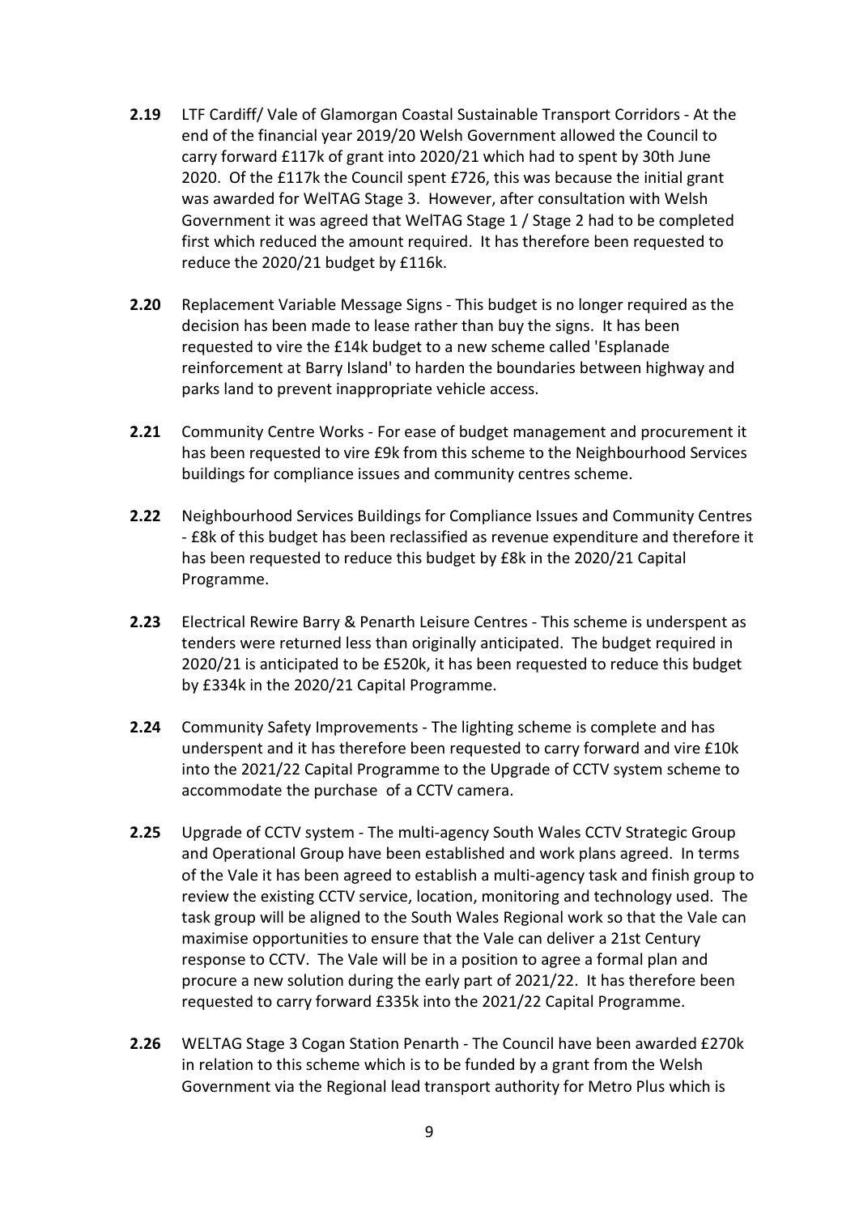**2.19** LTF Cardiff/ Vale of Glamorgan Coastal Sustainable Transport Corridors - At the end of the financial year 2019/20 Welsh Government allowed the Council to carry forward £117k of grant into 2020/21 which had to spent by 30th June 2020. Of the £117k the Council spent £726, this was because the initial grant was awarded for WelTAG Stage 3. However, after consultation with Welsh Government it was agreed that WelTAG Stage 1 / Stage 2 had to be completed first which reduced the amount required. It has therefore been requested to reduce the 2020/21 budget by £116k.

**2.20** Replacement Variable Message Signs - This budget is no longer required as the decision has been made to lease rather than buy the signs. It has been requested to vire the £14k budget to a new scheme called 'Esplanade reinforcement at Barry Island' to harden the boundaries between highway and parks land to prevent inappropriate vehicle access.

**2.21** Community Centre Works - For ease of budget management and procurement it has been requested to vire £9k from this scheme to the Neighbourhood Services buildings for compliance issues and community centres scheme.

**2.22** Neighbourhood Services Buildings for Compliance Issues and Community Centres - £8k of this budget has been reclassified as revenue expenditure and therefore it has been requested to reduce this budget by £8k in the 2020/21 Capital Programme.

**2.23** Electrical Rewire Barry & Penarth Leisure Centres - This scheme is underspent as tenders were returned less than originally anticipated. The budget required in 2020/21 is anticipated to be £520k, it has been requested to reduce this budget by £334k in the 2020/21 Capital Programme.

**2.24** Community Safety Improvements - The lighting scheme is complete and has underspent and it has therefore been requested to carry forward and vire £10k into the 2021/22 Capital Programme to the Upgrade of CCTV system scheme to accommodate the purchase of a CCTV camera.

**2.25** Upgrade of CCTV system - The multi-agency South Wales CCTV Strategic Group and Operational Group have been established and work plans agreed. In terms of the Vale it has been agreed to establish a multi-agency task and finish group to review the existing CCTV service, location, monitoring and technology used. The task group will be aligned to the South Wales Regional work so that the Vale can maximise opportunities to ensure that the Vale can deliver a 21st Century response to CCTV. The Vale will be in a position to agree a formal plan and procure a new solution during the early part of 2021/22. It has therefore been requested to carry forward £335k into the 2021/22 Capital Programme.

**2.26** WELTAG Stage 3 Cogan Station Penarth - The Council have been awarded £270k in relation to this scheme which is to be funded by a grant from the Welsh Government via the Regional lead transport authority for Metro Plus which is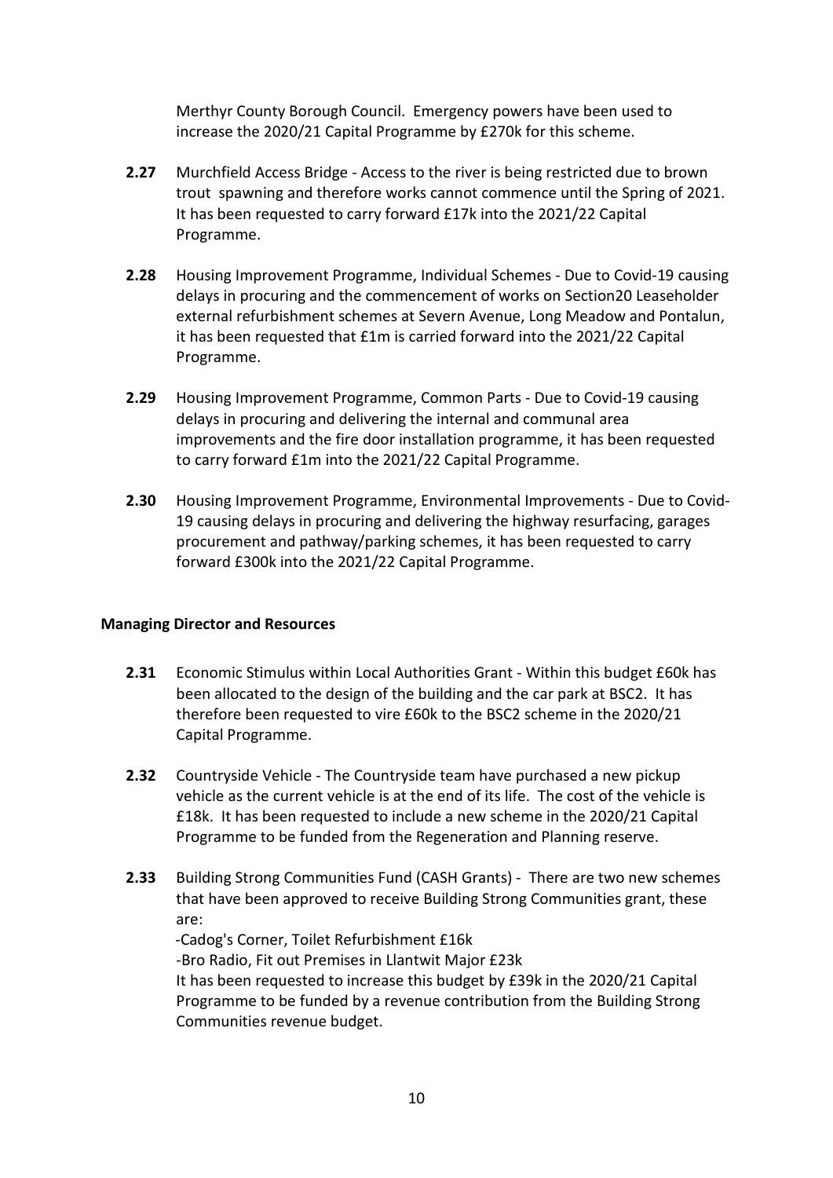Merthyr County Borough Council. Emergency powers have been used to increase the 2020/21 Capital Programme by £270k for this scheme.

**2.27** Murchfield Access Bridge - Access to the river is being restricted due to brown trout spawning and therefore works cannot commence until the Spring of 2021. It has been requested to carry forward £17k into the 2021/22 Capital Programme.

**2.28** Housing Improvement Programme, Individual Schemes - Due to Covid-19 causing delays in procuring and the commencement of works on Section20 Leaseholder external refurbishment schemes at Severn Avenue, Long Meadow and Pontalun, it has been requested that £1m is carried forward into the 2021/22 Capital Programme.

**2.29** Housing Improvement Programme, Common Parts - Due to Covid-19 causing delays in procuring and delivering the internal and communal area improvements and the fire door installation programme, it has been requested to carry forward £1m into the 2021/22 Capital Programme.

**2.30** Housing Improvement Programme, Environmental Improvements - Due to Covid-19 causing delays in procuring and delivering the highway resurfacing, garages procurement and pathway/parking schemes, it has been requested to carry forward £300k into the 2021/22 Capital Programme.

**Managing Director and Resources**

**2.31** Economic Stimulus within Local Authorities Grant - Within this budget £60k has been allocated to the design of the building and the car park at BSC2. It has therefore been requested to vire £60k to the BSC2 scheme in the 2020/21 Capital Programme.

**2.32** Countryside Vehicle - The Countryside team have purchased a new pickup vehicle as the current vehicle is at the end of its life. The cost of the vehicle is £18k. It has been requested to include a new scheme in the 2020/21 Capital Programme to be funded from the Regeneration and Planning reserve.

**2.33** Building Strong Communities Fund (CASH Grants) - There are two new schemes that have been approved to receive Building Strong Communities grant, these are:

-Cadog's Corner, Toilet Refurbishment £16k

-Bro Radio, Fit out Premises in Llantwit Major £23k

It has been requested to increase this budget by £39k in the 2020/21 Capital Programme to be funded by a revenue contribution from the Building Strong Communities revenue budget.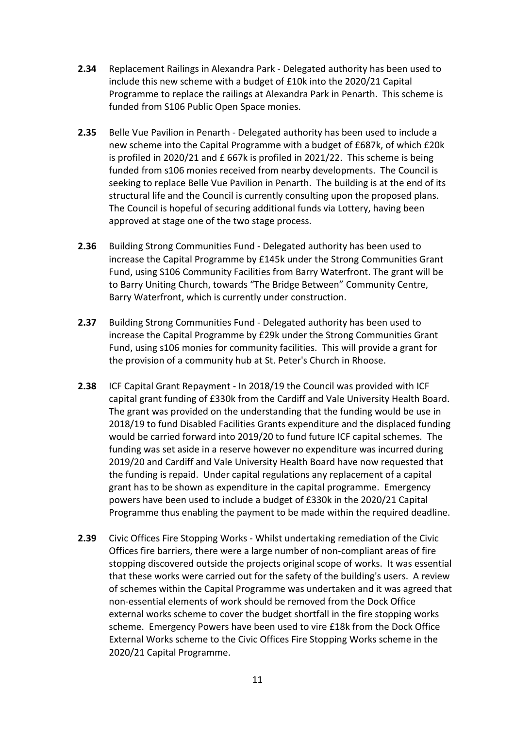**2.34** Replacement Railings in Alexandra Park - Delegated authority has been used to include this new scheme with a budget of £10k into the 2020/21 Capital Programme to replace the railings at Alexandra Park in Penarth. This scheme is funded from S106 Public Open Space monies.

**2.35** Belle Vue Pavilion in Penarth - Delegated authority has been used to include a new scheme into the Capital Programme with a budget of £687k, of which £20k is profiled in 2020/21 and £ 667k is profiled in 2021/22. This scheme is being funded from s106 monies received from nearby developments. The Council is seeking to replace Belle Vue Pavilion in Penarth. The building is at the end of its structural life and the Council is currently consulting upon the proposed plans. The Council is hopeful of securing additional funds via Lottery, having been approved at stage one of the two stage process.

**2.36** Building Strong Communities Fund - Delegated authority has been used to increase the Capital Programme by £145k under the Strong Communities Grant Fund, using S106 Community Facilities from Barry Waterfront. The grant will be to Barry Uniting Church, towards "The Bridge Between" Community Centre, Barry Waterfront, which is currently under construction.

**2.37** Building Strong Communities Fund - Delegated authority has been used to increase the Capital Programme by £29k under the Strong Communities Grant Fund, using s106 monies for community facilities. This will provide a grant for the provision of a community hub at St. Peter's Church in Rhoose.

**2.38** ICF Capital Grant Repayment - In 2018/19 the Council was provided with ICF capital grant funding of £330k from the Cardiff and Vale University Health Board. The grant was provided on the understanding that the funding would be use in 2018/19 to fund Disabled Facilities Grants expenditure and the displaced funding would be carried forward into 2019/20 to fund future ICF capital schemes. The funding was set aside in a reserve however no expenditure was incurred during 2019/20 and Cardiff and Vale University Health Board have now requested that the funding is repaid. Under capital regulations any replacement of a capital grant has to be shown as expenditure in the capital programme. Emergency powers have been used to include a budget of £330k in the 2020/21 Capital Programme thus enabling the payment to be made within the required deadline.

**2.39** Civic Offices Fire Stopping Works - Whilst undertaking remediation of the Civic Offices fire barriers, there were a large number of non-compliant areas of fire stopping discovered outside the projects original scope of works. It was essential that these works were carried out for the safety of the building's users. A review of schemes within the Capital Programme was undertaken and it was agreed that non-essential elements of work should be removed from the Dock Office external works scheme to cover the budget shortfall in the fire stopping works scheme. Emergency Powers have been used to vire £18k from the Dock Office External Works scheme to the Civic Offices Fire Stopping Works scheme in the 2020/21 Capital Programme.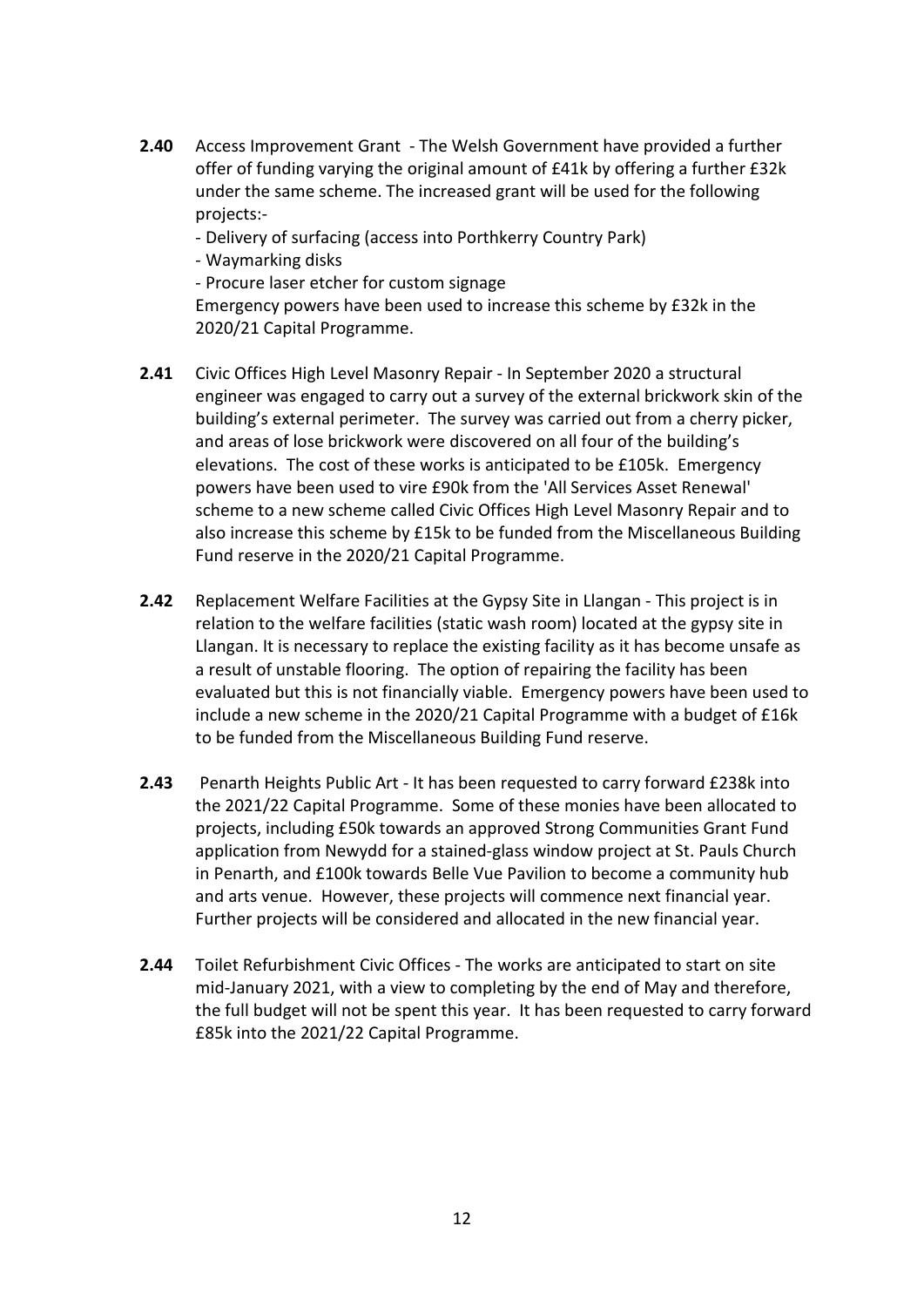**2.40** Access Improvement Grant - The Welsh Government have provided a further offer of funding varying the original amount of £41k by offering a further £32k under the same scheme. The increased grant will be used for the following projects:-

- Delivery of surfacing (access into Porthkerry Country Park)
- Waymarking disks
- Procure laser etcher for custom signage

Emergency powers have been used to increase this scheme by £32k in the 2020/21 Capital Programme.

**2.41** Civic Offices High Level Masonry Repair - In September 2020 a structural engineer was engaged to carry out a survey of the external brickwork skin of the building's external perimeter. The survey was carried out from a cherry picker, and areas of lose brickwork were discovered on all four of the building's elevations. The cost of these works is anticipated to be £105k. Emergency powers have been used to vire £90k from the 'All Services Asset Renewal' scheme to a new scheme called Civic Offices High Level Masonry Repair and to also increase this scheme by £15k to be funded from the Miscellaneous Building Fund reserve in the 2020/21 Capital Programme.

**2.42** Replacement Welfare Facilities at the Gypsy Site in Llangan - This project is in relation to the welfare facilities (static wash room) located at the gypsy site in Llangan. It is necessary to replace the existing facility as it has become unsafe as a result of unstable flooring. The option of repairing the facility has been evaluated but this is not financially viable. Emergency powers have been used to include a new scheme in the 2020/21 Capital Programme with a budget of £16k to be funded from the Miscellaneous Building Fund reserve.

**2.43** Penarth Heights Public Art - It has been requested to carry forward £238k into the 2021/22 Capital Programme. Some of these monies have been allocated to projects, including £50k towards an approved Strong Communities Grant Fund application from Newydd for a stained-glass window project at St. Pauls Church in Penarth, and £100k towards Belle Vue Pavilion to become a community hub and arts venue. However, these projects will commence next financial year. Further projects will be considered and allocated in the new financial year.

**2.44** Toilet Refurbishment Civic Offices - The works are anticipated to start on site mid-January 2021, with a view to completing by the end of May and therefore, the full budget will not be spent this year. It has been requested to carry forward £85k into the 2021/22 Capital Programme.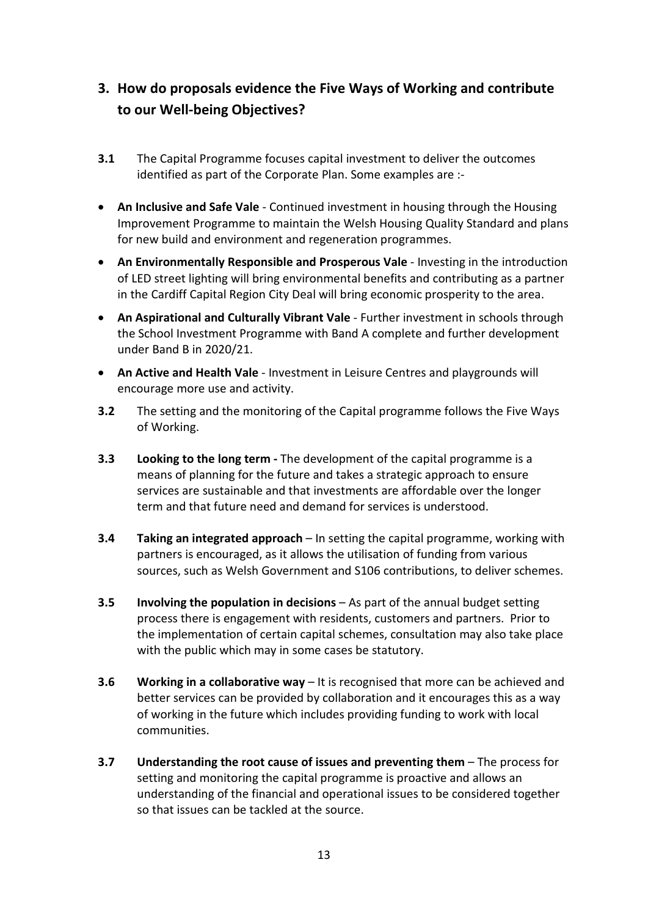## 3. How do proposals evidence the Five Ways of Working and contribute to our Well-being Objectives?

**3.1** The Capital Programme focuses capital investment to deliver the outcomes identified as part of the Corporate Plan. Some examples are :-

- **An Inclusive and Safe Vale** - Continued investment in housing through the Housing Improvement Programme to maintain the Welsh Housing Quality Standard and plans for new build and environment and regeneration programmes.
- **An Environmentally Responsible and Prosperous Vale** - Investing in the introduction of LED street lighting will bring environmental benefits and contributing as a partner in the Cardiff Capital Region City Deal will bring economic prosperity to the area.
- **An Aspirational and Culturally Vibrant Vale** - Further investment in schools through the School Investment Programme with Band A complete and further development under Band B in 2020/21.
- **An Active and Health Vale** - Investment in Leisure Centres and playgrounds will encourage more use and activity.

**3.2** The setting and the monitoring of the Capital programme follows the Five Ways of Working.

**3.3** **Looking to the long term -** The development of the capital programme is a means of planning for the future and takes a strategic approach to ensure services are sustainable and that investments are affordable over the longer term and that future need and demand for services is understood.

**3.4** **Taking an integrated approach** – In setting the capital programme, working with partners is encouraged, as it allows the utilisation of funding from various sources, such as Welsh Government and S106 contributions, to deliver schemes.

**3.5** **Involving the population in decisions** – As part of the annual budget setting process there is engagement with residents, customers and partners. Prior to the implementation of certain capital schemes, consultation may also take place with the public which may in some cases be statutory.

**3.6** **Working in a collaborative way** – It is recognised that more can be achieved and better services can be provided by collaboration and it encourages this as a way of working in the future which includes providing funding to work with local communities.

**3.7** **Understanding the root cause of issues and preventing them** – The process for setting and monitoring the capital programme is proactive and allows an understanding of the financial and operational issues to be considered together so that issues can be tackled at the source.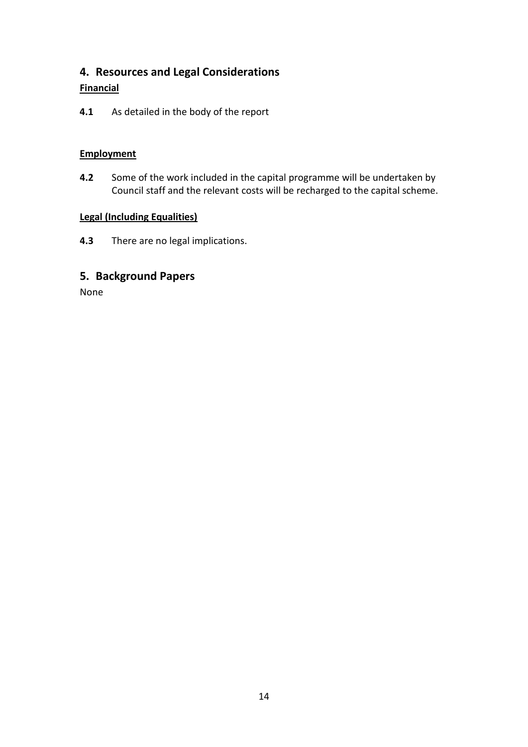## 4. Resources and Legal Considerations

**Financial**

**4.1** As detailed in the body of the report

**Employment**

**4.2** Some of the work included in the capital programme will be undertaken by Council staff and the relevant costs will be recharged to the capital scheme.

**Legal (Including Equalities)**

**4.3** There are no legal implications.

## 5. Background Papers

None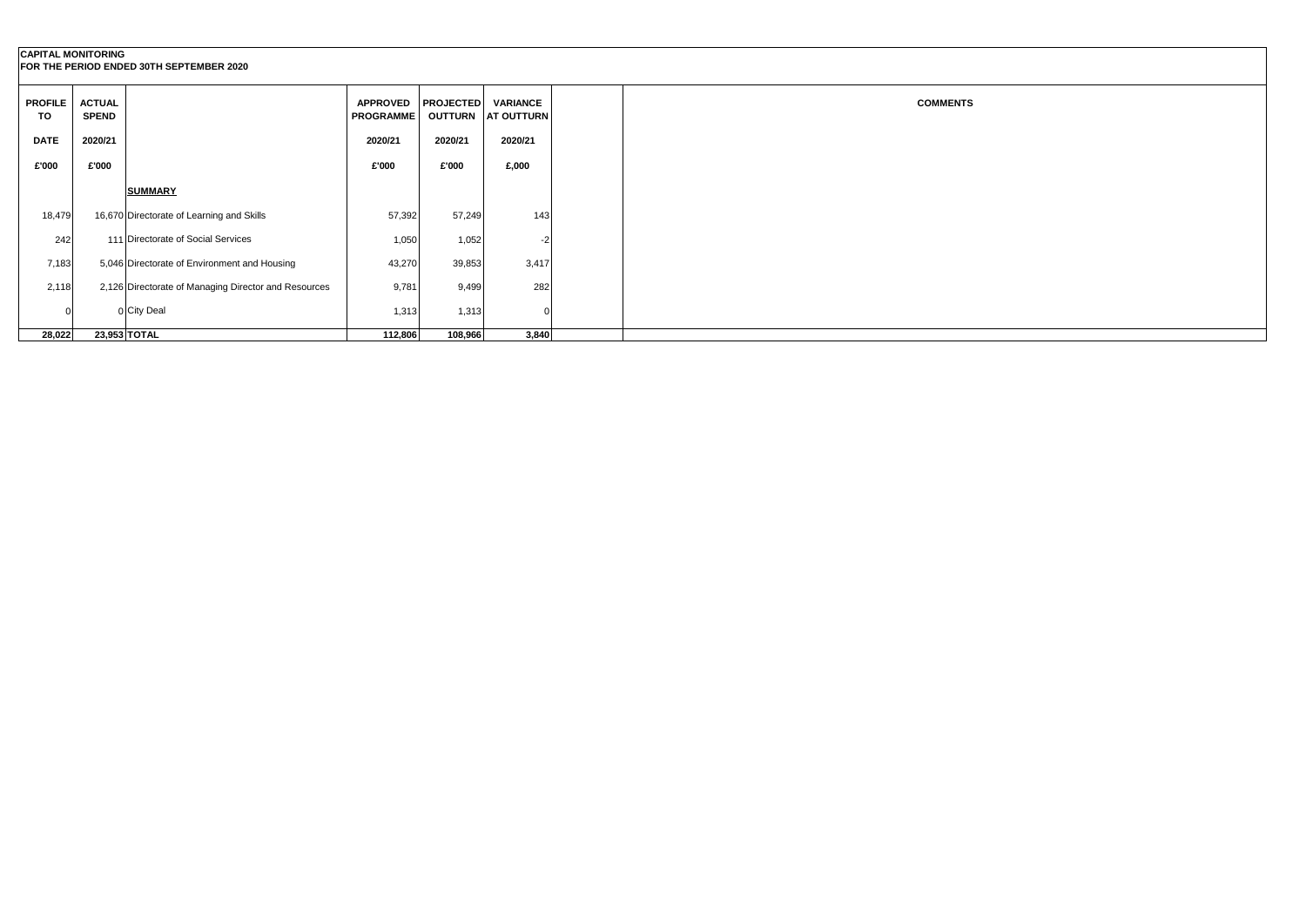**CAPITAL MONITORING**
**FOR THE PERIOD ENDED 30TH SEPTEMBER 2020**

| PROFILE TO DATE £'000 | ACTUAL SPEND 2020/21 £'000 | | APPROVED PROGRAMME 2020/21 £'000 | PROJECTED OUTTURN 2020/21 £'000 | VARIANCE AT OUTTURN 2020/21 £,000 | | COMMENTS |
|---|---|---|---|---|---|---|---|
| | | **SUMMARY** | | | | | |
| 18,479 | 16,670 | Directorate of Learning and Skills | 57,392 | 57,249 | 143 | | |
| 242 | 111 | Directorate of Social Services | 1,050 | 1,052 | -2 | | |
| 7,183 | 5,046 | Directorate of Environment and Housing | 43,270 | 39,853 | 3,417 | | |
| 2,118 | 2,126 | Directorate of Managing Director and Resources | 9,781 | 9,499 | 282 | | |
| 0 | 0 | City Deal | 1,313 | 1,313 | 0 | | |
| **28,022** | **23,953** | **TOTAL** | **112,806** | **108,966** | **3,840** | | |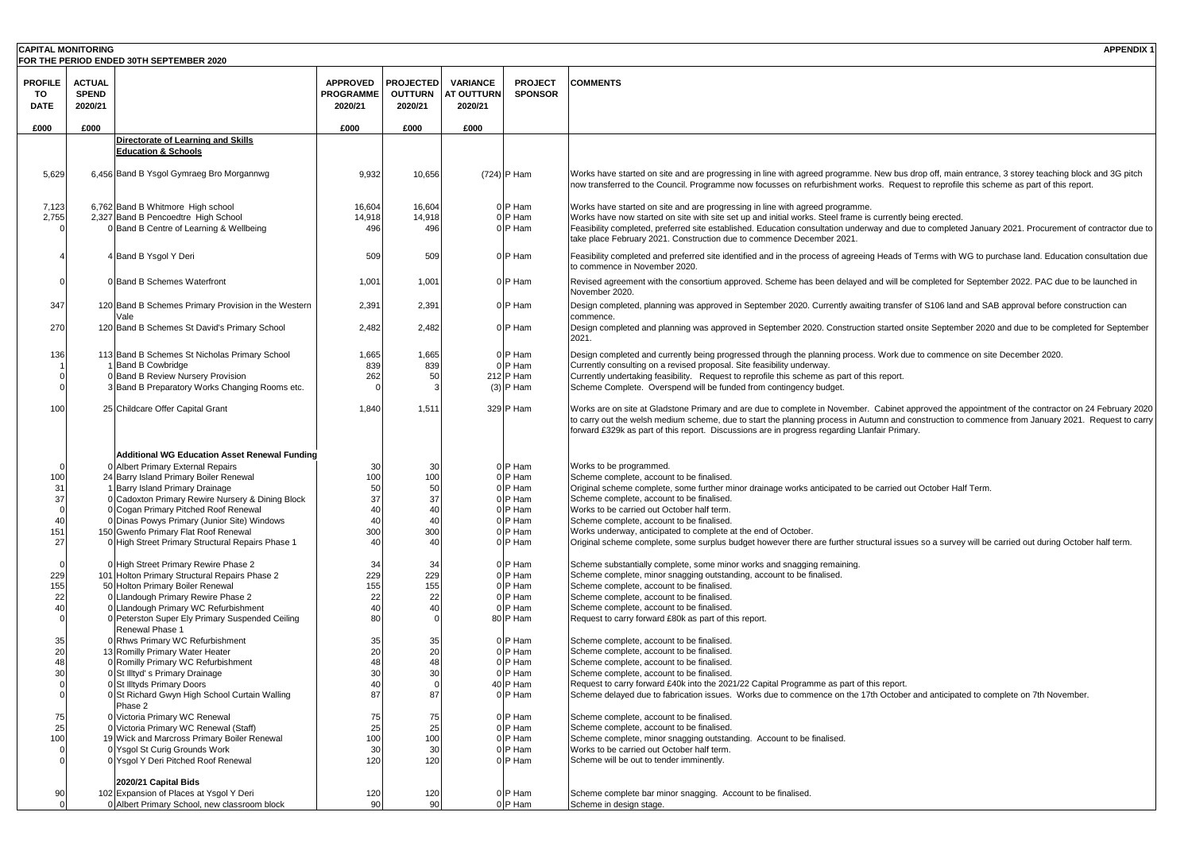**CAPITAL MONITORING** **APPENDIX 1**

**FOR THE PERIOD ENDED 30TH SEPTEMBER 2020**

| PROFILE TO DATE | ACTUAL SPEND 2020/21 | | APPROVED PROGRAMME 2020/21 | PROJECTED OUTTURN 2020/21 | VARIANCE AT OUTTURN 2020/21 | PROJECT SPONSOR | COMMENTS |
|---|---|---|---|---|---|---|---|
| £000 | £000 | | £000 | £000 | £000 | | |
| | | **Directorate of Learning and Skills** | | | | | |
| | | **Education & Schools** | | | | | |
| 5,629 | 6,456 | Band B Ysgol Gymraeg Bro Morgannwg | 9,932 | 10,656 | (724) | P Ham | Works have started on site and are progressing in line with agreed programme. New bus drop off, main entrance, 3 storey teaching block and 3G pitch now transferred to the Council. Programme now focusses on refurbishment works. Request to reprofile this scheme as part of this report. |
| 7,123 | 6,762 | Band B Whitmore High school | 16,604 | 16,604 | 0 | P Ham | Works have started on site and are progressing in line with agreed programme. |
| 2,755 | 2,327 | Band B Pencoedtre High School | 14,918 | 14,918 | 0 | P Ham | Works have now started on site with site set up and initial works. Steel frame is currently being erected. |
| 0 | 0 | Band B Centre of Learning & Wellbeing | 496 | 496 | 0 | P Ham | Feasibility completed, preferred site established. Education consultation underway and due to completed January 2021. Procurement of contractor due to take place February 2021. Construction due to commence December 2021. |
| 4 | 4 | Band B Ysgol Y Deri | 509 | 509 | 0 | P Ham | Feasibility completed and preferred site identified and in the process of agreeing Heads of Terms with WG to purchase land. Education consultation due to commence in November 2020. |
| 0 | 0 | Band B Schemes Waterfront | 1,001 | 1,001 | 0 | P Ham | Revised agreement with the consortium approved. Scheme has been delayed and will be completed for September 2022. PAC due to be launched in November 2020. |
| 347 | 120 | Band B Schemes Primary Provision in the Western Vale | 2,391 | 2,391 | 0 | P Ham | Design completed, planning was approved in September 2020. Currently awaiting transfer of S106 land and SAB approval before construction can commence. |
| 270 | 120 | Band B Schemes St David's Primary School | 2,482 | 2,482 | 0 | P Ham | Design completed and planning was approved in September 2020. Construction started onsite September 2020 and due to be completed for September 2021. |
| 136 | 113 | Band B Schemes St Nicholas Primary School | 1,665 | 1,665 | 0 | P Ham | Design completed and currently being progressed through the planning process. Work due to commence on site December 2020. |
| 1 | 1 | Band B Cowbridge | 839 | 839 | 0 | P Ham | Currently consulting on a revised proposal. Site feasibility underway. |
| 0 | 0 | Band B Review Nursery Provision | 262 | 50 | 212 | P Ham | Currently undertaking feasibility. Request to reprofile this scheme as part of this report. |
| 0 | 3 | Band B Preparatory Works Changing Rooms etc. | 0 | 3 | (3) | P Ham | Scheme Complete. Overspend will be funded from contingency budget. |
| 100 | 25 | Childcare Offer Capital Grant | 1,840 | 1,511 | 329 | P Ham | Works are on site at Gladstone Primary and are due to complete in November. Cabinet approved the appointment of the contractor on 24 February 2020 to carry out the welsh medium scheme, due to start the planning process in Autumn and construction to commence from January 2021. Request to carry forward £329k as part of this report. Discussions are in progress regarding Llanfair Primary. |
| | | **Additional WG Education Asset Renewal Funding** | | | | | |
| 0 | 0 | Albert Primary External Repairs | 30 | 30 | 0 | P Ham | Works to be programmed. |
| 100 | 24 | Barry Island Primary Boiler Renewal | 100 | 100 | 0 | P Ham | Scheme complete, account to be finalised. |
| 31 | 1 | Barry Island Primary Drainage | 50 | 50 | 0 | P Ham | Original scheme complete, some further minor drainage works anticipated to be carried out October Half Term. |
| 37 | 0 | Cadoxton Primary Rewire Nursery & Dining Block | 37 | 37 | 0 | P Ham | Scheme complete, account to be finalised. |
| 0 | 0 | Cogan Primary Pitched Roof Renewal | 40 | 40 | 0 | P Ham | Works to be carried out October half term. |
| 40 | 0 | Dinas Powys Primary (Junior Site) Windows | 40 | 40 | 0 | P Ham | Scheme complete, account to be finalised. |
| 151 | 150 | Gwenfo Primary Flat Roof Renewal | 300 | 300 | 0 | P Ham | Works underway, anticipated to complete at the end of October. |
| 27 | 0 | High Street Primary Structural Repairs Phase 1 | 40 | 40 | 0 | P Ham | Original scheme complete, some surplus budget however there are further structural issues so a survey will be carried out during October half term. |
| 0 | 0 | High Street Primary Rewire Phase 2 | 34 | 34 | 0 | P Ham | Scheme substantially complete, some minor works and snagging remaining. |
| 229 | 101 | Holton Primary Structural Repairs Phase 2 | 229 | 229 | 0 | P Ham | Scheme complete, minor snagging outstanding, account to be finalised. |
| 155 | 50 | Holton Primary Boiler Renewal | 155 | 155 | 0 | P Ham | Scheme complete, account to be finalised. |
| 22 | 0 | Llandough Primary Rewire Phase 2 | 22 | 22 | 0 | P Ham | Scheme complete, account to be finalised. |
| 40 | 0 | Llandough Primary WC Refurbishment | 40 | 40 | 0 | P Ham | Scheme complete, account to be finalised. |
| 0 | 0 | Peterston Super Ely Primary Suspended Ceiling Renewal Phase 1 | 80 | 0 | 80 | P Ham | Request to carry forward £80k as part of this report. |
| 35 | 0 | Rhws Primary WC Refurbishment | 35 | 35 | 0 | P Ham | Scheme complete, account to be finalised. |
| 20 | 13 | Romilly Primary Water Heater | 20 | 20 | 0 | P Ham | Scheme complete, account to be finalised. |
| 48 | 0 | Romilly Primary WC Refurbishment | 48 | 48 | 0 | P Ham | Scheme complete, account to be finalised. |
| 30 | 0 | St Illtyd' s Primary Drainage | 30 | 30 | 0 | P Ham | Scheme complete, account to be finalised. |
| 0 | 0 | St Illtyds Primary Doors | 40 | 0 | 40 | P Ham | Request to carry forward £40k into the 2021/22 Capital Programme as part of this report. |
| 0 | 0 | St Richard Gwyn High School Curtain Walling Phase 2 | 87 | 87 | 0 | P Ham | Scheme delayed due to fabrication issues. Works due to commence on the 17th October and anticipated to complete on 7th November. |
| 75 | 0 | Victoria Primary WC Renewal | 75 | 75 | 0 | P Ham | Scheme complete, account to be finalised. |
| 25 | 0 | Victoria Primary WC Renewal (Staff) | 25 | 25 | 0 | P Ham | Scheme complete, account to be finalised. |
| 100 | 19 | Wick and Marcross Primary Boiler Renewal | 100 | 100 | 0 | P Ham | Scheme complete, minor snagging outstanding. Account to be finalised. |
| 0 | 0 | Ysgol St Curig Grounds Work | 30 | 30 | 0 | P Ham | Works to be carried out October half term. |
| 0 | 0 | Ysgol Y Deri Pitched Roof Renewal | 120 | 120 | 0 | P Ham | Scheme will be out to tender imminently. |
| | | **2020/21 Capital Bids** | | | | | |
| 90 | 102 | Expansion of Places at Ysgol Y Deri | 120 | 120 | 0 | P Ham | Scheme complete bar minor snagging. Account to be finalised. |
| 0 | 0 | Albert Primary School, new classroom block | 90 | 90 | 0 | P Ham | Scheme in design stage. |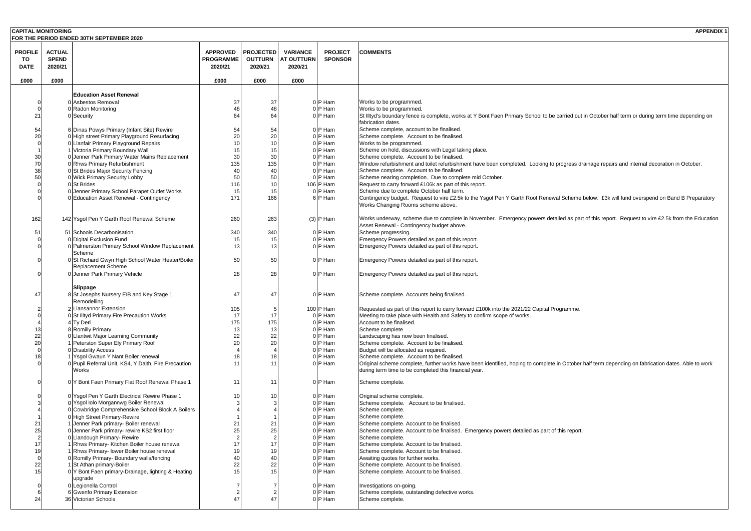**CAPITAL MONITORING** **APPENDIX 1**

**FOR THE PERIOD ENDED 30TH SEPTEMBER 2020**

| PROFILE TO DATE | ACTUAL SPEND 2020/21 | | APPROVED PROGRAMME 2020/21 | PROJECTED OUTTURN 2020/21 | VARIANCE AT OUTTURN 2020/21 | PROJECT SPONSOR | COMMENTS |
|---|---|---|---|---|---|---|---|
| £000 | £000 | | £000 | £000 | £000 | | |
| | | **Education Asset Renewal** | | | | | |
| 0 | 0 | Asbestos Removal | 37 | 37 | 0 | P Ham | Works to be programmed. |
| 0 | 0 | Radon Monitoring | 48 | 48 | 0 | P Ham | Works to be programmed. |
| 21 | 0 | Security | 64 | 64 | 0 | P Ham | St Illtyd's boundary fence is complete, works at Y Bont Faen Primary School to be carried out in October half term or during term time depending on fabrication dates. |
| 54 | 6 | Dinas Powys Primary (Infant Site) Rewire | 54 | 54 | 0 | P Ham | Scheme complete, account to be finalised. |
| 20 | 0 | High street Primary Playground Resurfacing | 20 | 20 | 0 | P Ham | Scheme complete. Account to be finalised. |
| 0 | 0 | Llanfair Primary Playground Repairs | 10 | 10 | 0 | P Ham | Works to be programmed. |
| 1 | 1 | Victoria Primary Boundary Wall | 15 | 15 | 0 | P Ham | Scheme on hold, discussions with Legal taking place. |
| 30 | 0 | Jenner Park Primary Water Mains Replacement | 30 | 30 | 0 | P Ham | Scheme complete. Account to be finalised. |
| 70 | 0 | Rhws Primary Refurbishment | 135 | 135 | 0 | P Ham | Window refurbishment and toilet refurbishment have been completed. Looking to progress drainage repairs and internal decoration in October. |
| 38 | 0 | St Brides Major Security Fencing | 40 | 40 | 0 | P Ham | Scheme complete. Account to be finalised. |
| 50 | 0 | Wick Primary Security Lobby | 50 | 50 | 0 | P Ham | Scheme nearing completion. Due to complete mid October. |
| 0 | 0 | St Brides | 116 | 10 | 106 | P Ham | Request to carry forward £106k as part of this report. |
| 0 | 0 | Jenner Primary School Parapet Outlet Works | 15 | 15 | 0 | P Ham | Scheme due to complete October half term. |
| 0 | 0 | Education Asset Renewal - Contingency | 171 | 166 | 6 | P Ham | Contingency budget. Request to vire £2.5k to the Ysgol Pen Y Garth Roof Renewal Scheme below. £3k will fund overspend on Band B Preparatory Works Changing Rooms scheme above. |
| 162 | 142 | Ysgol Pen Y Garth Roof Renewal Scheme | 260 | 263 | (3) | P Ham | Works underway, scheme due to complete in November. Emergency powers detailed as part of this report. Request to vire £2.5k from the Education Asset Renewal - Contingency budget above. |
| 51 | 51 | Schools Decarbonisation | 340 | 340 | 0 | P Ham | Scheme progressing. |
| 0 | 0 | Digital Exclusion Fund | 15 | 15 | 0 | P Ham | Emergency Powers detailed as part of this report. |
| 0 | 0 | Palmerston Primary School Window Replacement Scheme | 13 | 13 | 0 | P Ham | Emergency Powers detailed as part of this report. |
| 0 | 0 | St Richard Gwyn High School Water Heater/Boiler Replacement Scheme | 50 | 50 | 0 | P Ham | Emergency Powers detailed as part of this report. |
| 0 | 0 | Jenner Park Primary Vehicle | 28 | 28 | 0 | P Ham | Emergency Powers detailed as part of this report. |
| | | **Slippage** | | | | | |
| 47 | 8 | St Josephs Nursery EIB and Key Stage 1 Remodelling | 47 | 47 | 0 | P Ham | Scheme complete. Accounts being finalised. |
| 2 | 2 | Llansannor Extension | 105 | 5 | 100 | P Ham | Requested as part of this report to carry forward £100k into the 2021/22 Capital Programme. |
| 0 | 0 | St Illtyd Primary Fire Precaution Works | 17 | 17 | 0 | P Ham | Meeting to take place with Health and Safety to confirm scope of works. |
| 4 | 4 | Ty Deri | 175 | 175 | 0 | P Ham | Account to be finalised. |
| 13 | 8 | Romilly Primary | 13 | 13 | 0 | P Ham | Scheme complete |
| 22 | 0 | Llantwit Major Learning Community | 22 | 22 | 0 | P Ham | Landscaping has now been finalised. |
| 20 | 1 | Peterston Super Ely Primary Roof | 20 | 20 | 0 | P Ham | Scheme complete. Account to be finalised. |
| 0 | 0 | Disability Access | 4 | 4 | 0 | P Ham | Budget will be allocated as required. |
| 18 | 1 | Ysgol Gwaun Y Nant Boiler renewal | 18 | 18 | 0 | P Ham | Scheme complete. Account to be finalised. |
| 0 | 0 | Pupil Referral Unit, KS4, Y Daith, Fire Precaution Works | 11 | 11 | 0 | P Ham | Original scheme complete, further works have been identified, hoping to complete in October half term depending on fabrication dates. Able to work during term time to be completed this financial year. |
| 0 | 0 | Y Bont Faen Primary Flat Roof Renewal Phase 1 | 11 | 11 | 0 | P Ham | Scheme complete. |
| 0 | 0 | Ysgol Pen Y Garth Electrical Rewire Phase 1 | 10 | 10 | 0 | P Ham | Original scheme complete. |
| 3 | 0 | Ysgol Iolo Morgannwg Boiler Renewal | 3 | 3 | 0 | P Ham | Scheme complete. Account to be finalised. |
| 4 | 0 | Cowbridge Comprehensive School Block A Boilers | 4 | 4 | 0 | P Ham | Scheme complete. |
| 1 | 0 | High Street Primary-Rewire | 1 | 1 | 0 | P Ham | Scheme complete. |
| 21 | 1 | Jenner Park primary- Boiler renewal | 21 | 21 | 0 | P Ham | Scheme complete. Account to be finalised. |
| 25 | 0 | Jenner Park primary- rewire KS2 first floor | 25 | 25 | 0 | P Ham | Scheme complete. Account to be finalised. Emergency powers detailed as part of this report. |
| 2 | 0 | Llandough Primary- Rewire | 2 | 2 | 0 | P Ham | Scheme complete. |
| 17 | 1 | Rhws Primary- Kitchen Boiler house renewal | 17 | 17 | 0 | P Ham | Scheme complete. Account to be finalised. |
| 19 | 1 | Rhws Primary- lower Boiler house renewal | 19 | 19 | 0 | P Ham | Scheme complete. Account to be finalised. |
| 0 | 0 | Romilly Primary- Boundary walls/fencing | 40 | 40 | 0 | P Ham | Awaiting quotes for further works. |
| 22 | 1 | St Athan primary-Boiler | 22 | 22 | 0 | P Ham | Scheme complete. Account to be finalised. |
| 15 | 0 | Y Bont Faen primary-Drainage, lighting & Heating upgrade | 15 | 15 | 0 | P Ham | Scheme complete. Account to be finalised. |
| 0 | 0 | Legionella Control | 7 | 7 | 0 | P Ham | Investigations on-going. |
| 6 | 6 | Gwenfo Primary Extension | 2 | 2 | 0 | P Ham | Scheme complete, outstanding defective works. |
| 24 | 36 | Victorian Schools | 47 | 47 | 0 | P Ham | Scheme complete. |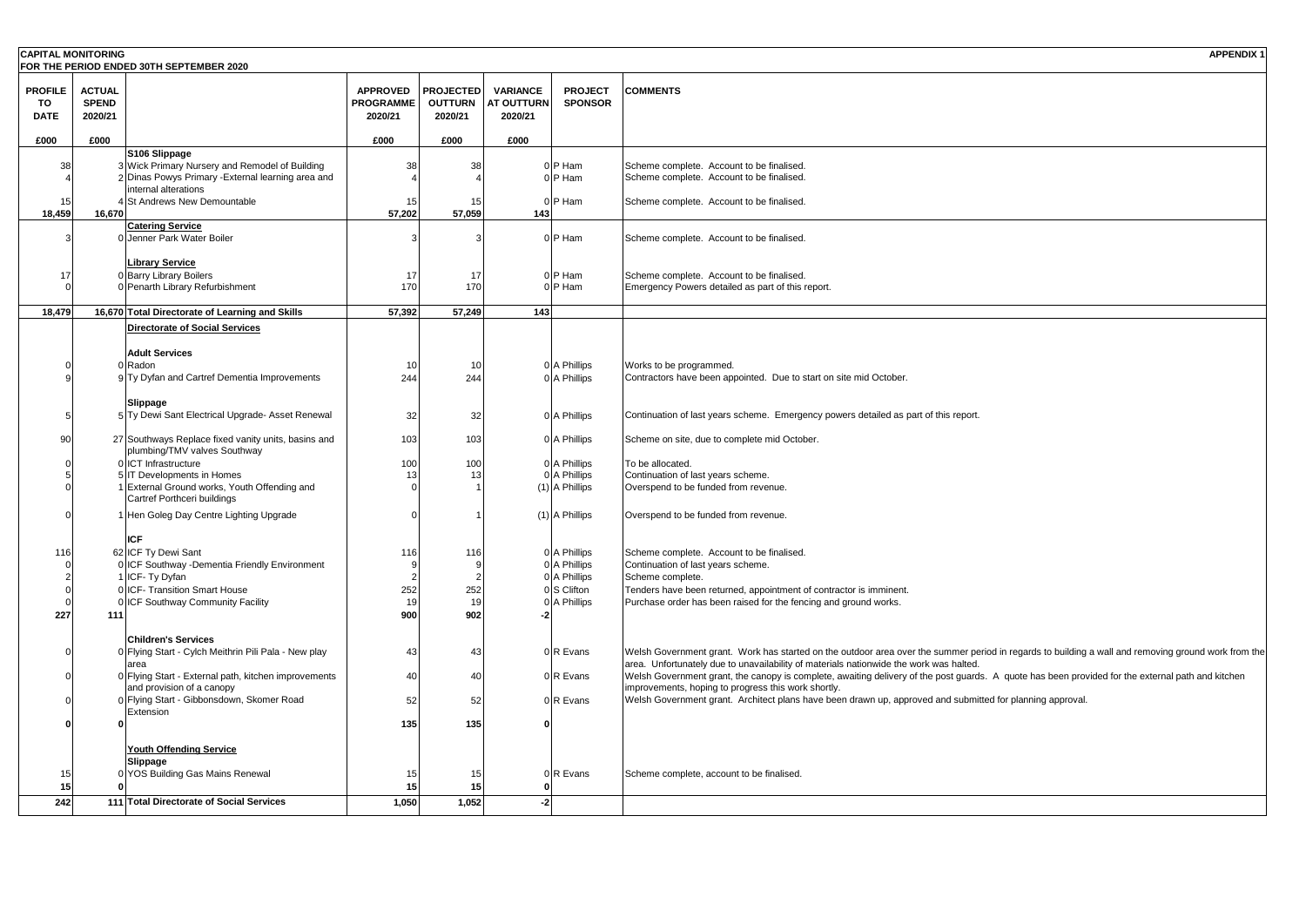**CAPITAL MONITORING** **APPENDIX 1**

**FOR THE PERIOD ENDED 30TH SEPTEMBER 2020**

| PROFILE TO DATE | ACTUAL SPEND 2020/21 | | APPROVED PROGRAMME 2020/21 | PROJECTED OUTTURN 2020/21 | VARIANCE AT OUTTURN 2020/21 | PROJECT SPONSOR | COMMENTS |
|---|---|---|---|---|---|---|---|
| £000 | £000 | | £000 | £000 | £000 | | |
| | | **S106 Slippage** | | | | | |
| 38 | 3 | Wick Primary Nursery and Remodel of Building | 38 | 38 | 0 | P Ham | Scheme complete. Account to be finalised. |
| 4 | 2 | Dinas Powys Primary -External learning area and internal alterations | 4 | 4 | 0 | P Ham | Scheme complete. Account to be finalised. |
| 15 | 4 | St Andrews New Demountable | 15 | 15 | 0 | P Ham | Scheme complete. Account to be finalised. |
| **18,459** | **16,670** | | **57,202** | **57,059** | **143** | | |
| | | **Catering Service** | | | | | |
| 3 | 0 | Jenner Park Water Boiler | 3 | 3 | 0 | P Ham | Scheme complete. Account to be finalised. |
| | | **Library Service** | | | | | |
| 17 | 0 | Barry Library Boilers | 17 | 17 | 0 | P Ham | Scheme complete. Account to be finalised. |
| 0 | 0 | Penarth Library Refurbishment | 170 | 170 | 0 | P Ham | Emergency Powers detailed as part of this report. |
| **18,479** | **16,670** | **Total Directorate of Learning and Skills** | **57,392** | **57,249** | **143** | | |
| | | **Directorate of Social Services** | | | | | |
| | | **Adult Services** | | | | | |
| 0 | 0 | Radon | 10 | 10 | 0 | A Phillips | Works to be programmed. |
| 9 | 9 | Ty Dyfan and Cartref Dementia Improvements | 244 | 244 | 0 | A Phillips | Contractors have been appointed. Due to start on site mid October. |
| | | **Slippage** | | | | | |
| 5 | 5 | Ty Dewi Sant Electrical Upgrade- Asset Renewal | 32 | 32 | 0 | A Phillips | Continuation of last years scheme. Emergency powers detailed as part of this report. |
| 90 | 27 | Southways Replace fixed vanity units, basins and plumbing/TMV valves Southway | 103 | 103 | 0 | A Phillips | Scheme on site, due to complete mid October. |
| 0 | 0 | ICT Infrastructure | 100 | 100 | 0 | A Phillips | To be allocated. |
| 5 | 5 | IT Developments in Homes | 13 | 13 | 0 | A Phillips | Continuation of last years scheme. |
| 0 | 1 | External Ground works, Youth Offending and Cartref Porthceri buildings | 0 | 1 | (1) | A Phillips | Overspend to be funded from revenue. |
| 0 | 1 | Hen Goleg Day Centre Lighting Upgrade | 0 | 1 | (1) | A Phillips | Overspend to be funded from revenue. |
| | | **ICF** | | | | | |
| 116 | 62 | ICF Ty Dewi Sant | 116 | 116 | 0 | A Phillips | Scheme complete. Account to be finalised. |
| 0 | 0 | ICF Southway -Dementia Friendly Environment | 9 | 9 | 0 | A Phillips | Continuation of last years scheme. |
| 2 | 1 | ICF- Ty Dyfan | 2 | 2 | 0 | A Phillips | Scheme complete. |
| 0 | 0 | ICF- Transition Smart House | 252 | 252 | 0 | S Clifton | Tenders have been returned, appointment of contractor is imminent. |
| 0 | 0 | ICF Southway Community Facility | 19 | 19 | 0 | A Phillips | Purchase order has been raised for the fencing and ground works. |
| **227** | **111** | | **900** | **902** | **-2** | | |
| | | **Children's Services** | | | | | |
| 0 | 0 | Flying Start - Cylch Meithrin Pili Pala - New play area | 43 | 43 | 0 | R Evans | Welsh Government grant. Work has started on the outdoor area over the summer period in regards to building a wall and removing ground work from the area. Unfortunately due to unavailability of materials nationwide the work was halted. |
| 0 | 0 | Flying Start - External path, kitchen improvements and provision of a canopy | 40 | 40 | 0 | R Evans | Welsh Government grant, the canopy is complete, awaiting delivery of the post guards. A quote has been provided for the external path and kitchen improvements, hoping to progress this work shortly. |
| 0 | 0 | Flying Start - Gibbonsdown, Skomer Road Extension | 52 | 52 | 0 | R Evans | Welsh Government grant. Architect plans have been drawn up, approved and submitted for planning approval. |
| **0** | **0** | | **135** | **135** | **0** | | |
| | | **Youth Offending Service** | | | | | |
| | | **Slippage** | | | | | |
| 15 | 0 | YOS Building Gas Mains Renewal | 15 | 15 | 0 | R Evans | Scheme complete, account to be finalised. |
| **15** | **0** | | **15** | **15** | **0** | | |
| **242** | **111** | **Total Directorate of Social Services** | **1,050** | **1,052** | **-2** | | |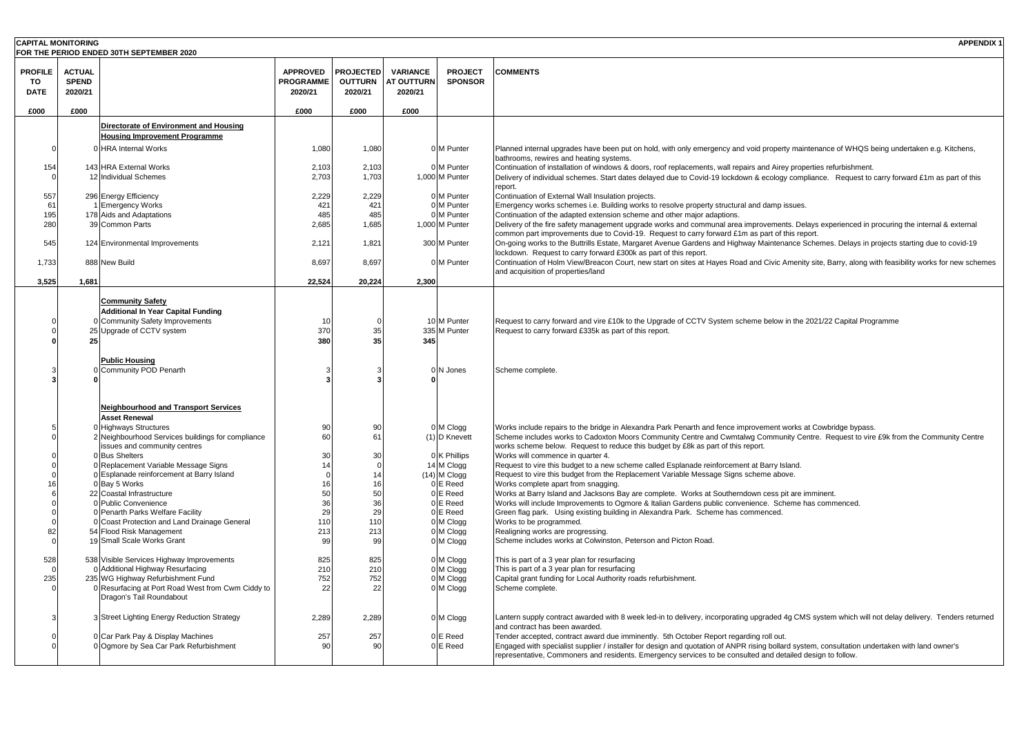**CAPITAL MONITORING** **APPENDIX 1**

**FOR THE PERIOD ENDED 30TH SEPTEMBER 2020**

| PROFILE TO DATE | ACTUAL SPEND 2020/21 | | APPROVED PROGRAMME 2020/21 | PROJECTED OUTTURN 2020/21 | VARIANCE AT OUTTURN 2020/21 | PROJECT SPONSOR | COMMENTS |
|---|---|---|---|---|---|---|---|
| £000 | £000 | | £000 | £000 | £000 | | |
| | | **Directorate of Environment and Housing** | | | | | |
| | | **Housing Improvement Programme** | | | | | |
| 0 | 0 | HRA Internal Works | 1,080 | 1,080 | 0 | M Punter | Planned internal upgrades have been put on hold, with only emergency and void property maintenance of WHQS being undertaken e.g. Kitchens, bathrooms, rewires and heating systems. |
| 154 | 143 | HRA External Works | 2,103 | 2,103 | 0 | M Punter | Continuation of installation of windows & doors, roof replacements, wall repairs and Airey properties refurbishment. |
| 0 | 12 | Individual Schemes | 2,703 | 1,703 | 1,000 | M Punter | Delivery of individual schemes. Start dates delayed due to Covid-19 lockdown & ecology compliance. Request to carry forward £1m as part of this report. |
| 557 | 296 | Energy Efficiency | 2,229 | 2,229 | 0 | M Punter | Continuation of External Wall Insulation projects. |
| 61 | 1 | Emergency Works | 421 | 421 | 0 | M Punter | Emergency works schemes i.e. Building works to resolve property structural and damp issues. |
| 195 | 178 | Aids and Adaptations | 485 | 485 | 0 | M Punter | Continuation of the adapted extension scheme and other major adaptions. |
| 280 | 39 | Common Parts | 2,685 | 1,685 | 1,000 | M Punter | Delivery of the fire safety management upgrade works and communal area improvements. Delays experienced in procuring the internal & external common part improvements due to Covid-19. Request to carry forward £1m as part of this report. |
| 545 | 124 | Environmental Improvements | 2,121 | 1,821 | 300 | M Punter | On-going works to the Buttrills Estate, Margaret Avenue Gardens and Highway Maintenance Schemes. Delays in projects starting due to covid-19 lockdown. Request to carry forward £300k as part of this report. |
| 1,733 | 888 | New Build | 8,697 | 8,697 | 0 | M Punter | Continuation of Holm View/Breacon Court, new start on sites at Hayes Road and Civic Amenity site, Barry, along with feasibility works for new schemes and acquisition of properties/land |
| **3,525** | **1,681** | | **22,524** | **20,224** | **2,300** | | |
| | | **Community Safety** | | | | | |
| | | **Additional In Year Capital Funding** | | | | | |
| 0 | 0 | Community Safety Improvements | 10 | 0 | 10 | M Punter | Request to carry forward and vire £10k to the Upgrade of CCTV System scheme below in the 2021/22 Capital Programme |
| 0 | 25 | Upgrade of CCTV system | 370 | 35 | 335 | M Punter | Request to carry forward £335k as part of this report. |
| **0** | **25** | | **380** | **35** | **345** | | |
| | | **Public Housing** | | | | | |
| 3 | 0 | Community POD Penarth | 3 | 3 | 0 | N Jones | Scheme complete. |
| **3** | **0** | | **3** | **3** | **0** | | |
| | | **Neighbourhood and Transport Services** | | | | | |
| | | **Asset Renewal** | | | | | |
| 5 | 0 | Highways Structures | 90 | 90 | 0 | M Clogg | Works include repairs to the bridge in Alexandra Park Penarth and fence improvement works at Cowbridge bypass. |
| 0 | 2 | Neighbourhood Services buildings for compliance issues and community centres | 60 | 61 | (1) | D Knevett | Scheme includes works to Cadoxton Moors Community Centre and Cwmtalwg Community Centre. Request to vire £9k from the Community Centre works scheme below. Request to reduce this budget by £8k as part of this report. |
| 0 | 0 | Bus Shelters | 30 | 30 | 0 | K Phillips | Works will commence in quarter 4. |
| 0 | 0 | Replacement Variable Message Signs | 14 | 0 | 14 | M Clogg | Request to vire this budget to a new scheme called Esplanade reinforcement at Barry Island. |
| 0 | 0 | Esplanade reinforcement at Barry Island | 0 | 14 | (14) | M Clogg | Request to vire this budget from the Replacement Variable Message Signs scheme above. |
| 16 | 0 | Bay 5 Works | 16 | 16 | 0 | E Reed | Works complete apart from snagging. |
| 6 | 22 | Coastal Infrastructure | 50 | 50 | 0 | E Reed | Works at Barry Island and Jacksons Bay are complete. Works at Southerndown cess pit are imminent. |
| 0 | 0 | Public Convenience | 36 | 36 | 0 | E Reed | Works will include Improvements to Ogmore & Italian Gardens public convenience. Scheme has commenced. |
| 0 | 0 | Penarth Parks Welfare Facility | 29 | 29 | 0 | E Reed | Green flag park. Using existing building in Alexandra Park. Scheme has commenced. |
| 0 | 0 | Coast Protection and Land Drainage General | 110 | 110 | 0 | M Clogg | Works to be programmed. |
| 82 | 54 | Flood Risk Management | 213 | 213 | 0 | M Clogg | Realigning works are progressing. |
| 0 | 19 | Small Scale Works Grant | 99 | 99 | 0 | M Clogg | Scheme includes works at Colwinston, Peterson and Picton Road. |
| 528 | 538 | Visible Services Highway Improvements | 825 | 825 | 0 | M Clogg | This is part of a 3 year plan for resurfacing |
| 0 | 0 | Additional Highway Resurfacing | 210 | 210 | 0 | M Clogg | This is part of a 3 year plan for resurfacing |
| 235 | 235 | WG Highway Refurbishment Fund | 752 | 752 | 0 | M Clogg | Capital grant funding for Local Authority roads refurbishment. |
| 0 | 0 | Resurfacing at Port Road West from Cwm Ciddy to Dragon's Tail Roundabout | 22 | 22 | 0 | M Clogg | Scheme complete. |
| 3 | 3 | Street Lighting Energy Reduction Strategy | 2,289 | 2,289 | 0 | M Clogg | Lantern supply contract awarded with 8 week led-in to delivery, incorporating upgraded 4g CMS system which will not delay delivery. Tenders returned and contract has been awarded. |
| 0 | 0 | Car Park Pay & Display Machines | 257 | 257 | 0 | E Reed | Tender accepted, contract award due imminently. 5th October Report regarding roll out. |
| 0 | 0 | Ogmore by Sea Car Park Refurbishment | 90 | 90 | 0 | E Reed | Engaged with specialist supplier / installer for design and quotation of ANPR rising bollard system, consultation undertaken with land owner's representative, Commoners and residents. Emergency services to be consulted and detailed design to follow. |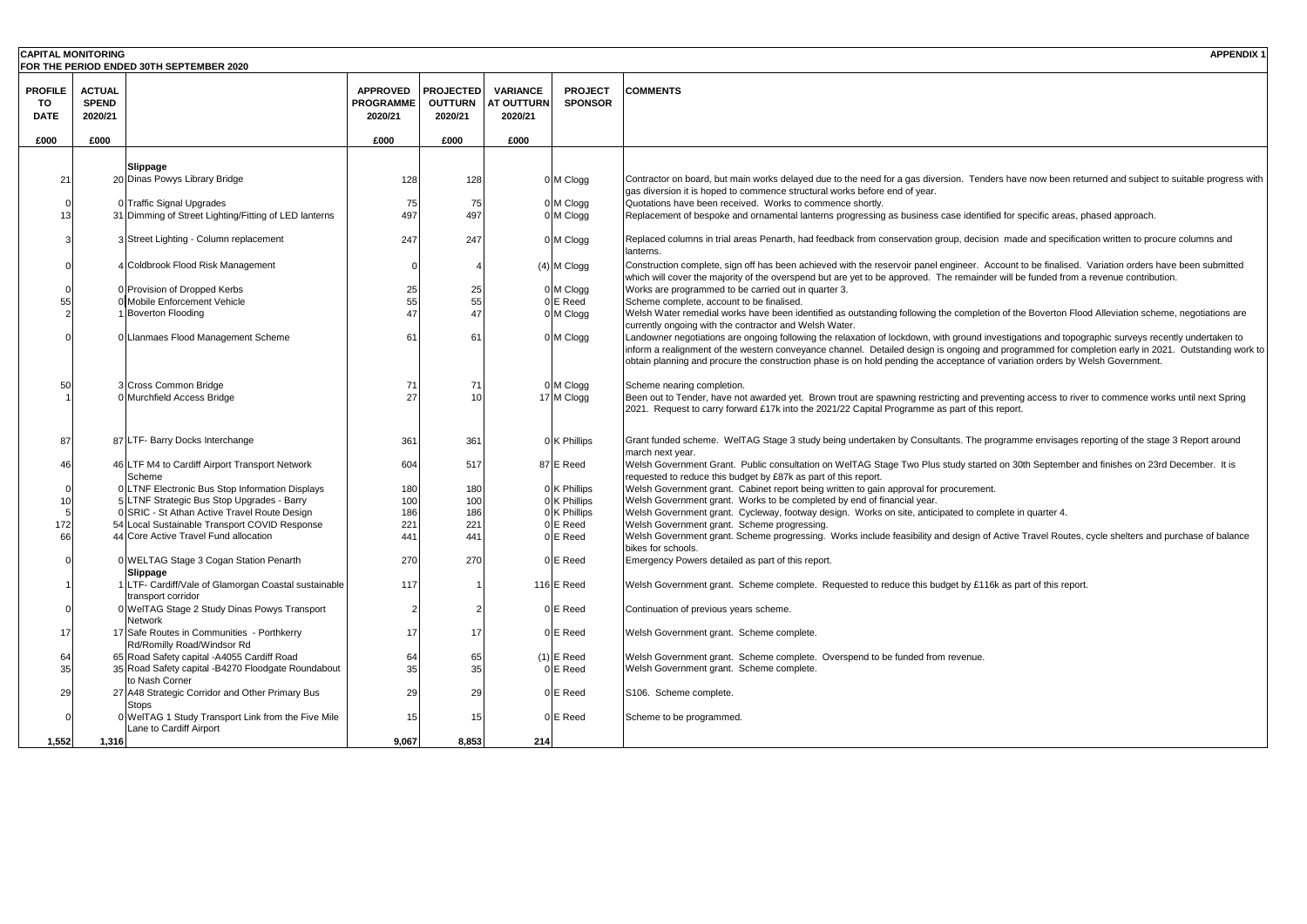**CAPITAL MONITORING** **APPENDIX 1**

**FOR THE PERIOD ENDED 30TH SEPTEMBER 2020**

| PROFILE TO DATE | ACTUAL SPEND 2020/21 | | APPROVED PROGRAMME 2020/21 | PROJECTED OUTTURN 2020/21 | VARIANCE AT OUTTURN 2020/21 | PROJECT SPONSOR | COMMENTS |
|---|---|---|---|---|---|---|---|
| £000 | £000 | | £000 | £000 | £000 | | |
| | | **Slippage** | | | | | |
| 21 | 20 | Dinas Powys Library Bridge | 128 | 128 | 0 | M Clogg | Contractor on board, but main works delayed due to the need for a gas diversion. Tenders have now been returned and subject to suitable progress with gas diversion it is hoped to commence structural works before end of year. |
| 0 | 0 | Traffic Signal Upgrades | 75 | 75 | 0 | M Clogg | Quotations have been received. Works to commence shortly. |
| 13 | 31 | Dimming of Street Lighting/Fitting of LED lanterns | 497 | 497 | 0 | M Clogg | Replacement of bespoke and ornamental lanterns progressing as business case identified for specific areas, phased approach. |
| 3 | 3 | Street Lighting - Column replacement | 247 | 247 | 0 | M Clogg | Replaced columns in trial areas Penarth, had feedback from conservation group, decision made and specification written to procure columns and lanterns. |
| 0 | 4 | Coldbrook Flood Risk Management | 0 | 4 | (4) | M Clogg | Construction complete, sign off has been achieved with the reservoir panel engineer. Account to be finalised. Variation orders have been submitted which will cover the majority of the overspend but are yet to be approved. The remainder will be funded from a revenue contribution. |
| 0 | 0 | Provision of Dropped Kerbs | 25 | 25 | 0 | M Clogg | Works are programmed to be carried out in quarter 3. |
| 55 | 0 | Mobile Enforcement Vehicle | 55 | 55 | 0 | E Reed | Scheme complete, account to be finalised. |
| 2 | 1 | Boverton Flooding | 47 | 47 | 0 | M Clogg | Welsh Water remedial works have been identified as outstanding following the completion of the Boverton Flood Alleviation scheme, negotiations are currently ongoing with the contractor and Welsh Water. |
| 0 | 0 | Llanmaes Flood Management Scheme | 61 | 61 | 0 | M Clogg | Landowner negotiations are ongoing following the relaxation of lockdown, with ground investigations and topographic surveys recently undertaken to inform a realignment of the western conveyance channel. Detailed design is ongoing and programmed for completion early in 2021. Outstanding work to obtain planning and procure the construction phase is on hold pending the acceptance of variation orders by Welsh Government. |
| 50 | 3 | Cross Common Bridge | 71 | 71 | 0 | M Clogg | Scheme nearing completion. |
| 1 | 0 | Murchfield Access Bridge | 27 | 10 | 17 | M Clogg | Been out to Tender, have not awarded yet. Brown trout are spawning restricting and preventing access to river to commence works until next Spring 2021. Request to carry forward £17k into the 2021/22 Capital Programme as part of this report. |
| 87 | 87 | LTF- Barry Docks Interchange | 361 | 361 | 0 | K Phillips | Grant funded scheme. WelTAG Stage 3 study being undertaken by Consultants. The programme envisages reporting of the stage 3 Report around march next year. |
| 46 | 46 | LTF M4 to Cardiff Airport Transport Network Scheme | 604 | 517 | 87 | E Reed | Welsh Government Grant. Public consultation on WelTAG Stage Two Plus study started on 30th September and finishes on 23rd December. It is requested to reduce this budget by £87k as part of this report. |
| 0 | 0 | LTNF Electronic Bus Stop Information Displays | 180 | 180 | 0 | K Phillips | Welsh Government grant. Cabinet report being written to gain approval for procurement. |
| 10 | 5 | LTNF Strategic Bus Stop Upgrades - Barry | 100 | 100 | 0 | K Phillips | Welsh Government grant. Works to be completed by end of financial year. |
| 5 | 0 | SRIC - St Athan Active Travel Route Design | 186 | 186 | 0 | K Phillips | Welsh Government grant. Cycleway, footway design. Works on site, anticipated to complete in quarter 4. |
| 172 | 54 | Local Sustainable Transport COVID Response | 221 | 221 | 0 | E Reed | Welsh Government grant. Scheme progressing. |
| 66 | 44 | Core Active Travel Fund allocation | 441 | 441 | 0 | E Reed | Welsh Government grant. Scheme progressing. Works include feasibility and design of Active Travel Routes, cycle shelters and purchase of balance bikes for schools. |
| 0 | 0 | WELTAG Stage 3 Cogan Station Penarth | 270 | 270 | 0 | E Reed | Emergency Powers detailed as part of this report. |
| | | **Slippage** | | | | | |
| 1 | 1 | LTF- Cardiff/Vale of Glamorgan Coastal sustainable transport corridor | 117 | 1 | 116 | E Reed | Welsh Government grant. Scheme complete. Requested to reduce this budget by £116k as part of this report. |
| 0 | 0 | WelTAG Stage 2 Study Dinas Powys Transport Network | 2 | 2 | 0 | E Reed | Continuation of previous years scheme. |
| 17 | 17 | Safe Routes in Communities - Porthkerry Rd/Romilly Road/Windsor Rd | 17 | 17 | 0 | E Reed | Welsh Government grant. Scheme complete. |
| 64 | 65 | Road Safety capital -A4055 Cardiff Road | 64 | 65 | (1) | E Reed | Welsh Government grant. Scheme complete. Overspend to be funded from revenue. |
| 35 | 35 | Road Safety capital -B4270 Floodgate Roundabout to Nash Corner | 35 | 35 | 0 | E Reed | Welsh Government grant. Scheme complete. |
| 29 | 27 | A48 Strategic Corridor and Other Primary Bus Stops | 29 | 29 | 0 | E Reed | S106. Scheme complete. |
| 0 | 0 | WelTAG 1 Study Transport Link from the Five Mile Lane to Cardiff Airport | 15 | 15 | 0 | E Reed | Scheme to be programmed. |
| **1,552** | **1,316** | | **9,067** | **8,853** | **214** | | |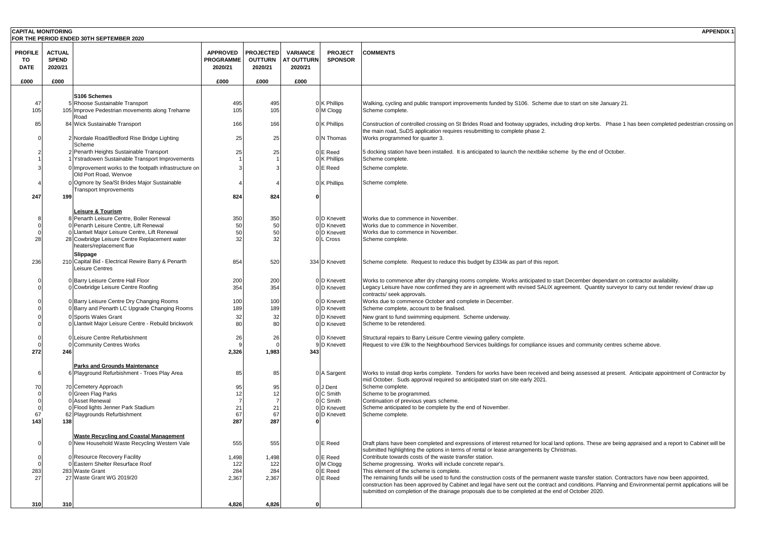**CAPITAL MONITORING** **APPENDIX 1**

**FOR THE PERIOD ENDED 30TH SEPTEMBER 2020**

| PROFILE TO DATE | ACTUAL SPEND 2020/21 | | APPROVED PROGRAMME 2020/21 | PROJECTED OUTTURN 2020/21 | VARIANCE AT OUTTURN 2020/21 | PROJECT SPONSOR | COMMENTS |
|---|---|---|---|---|---|---|---|
| £000 | £000 | | £000 | £000 | £000 | | |
| | | **S106 Schemes** | | | | | |
| 47 | 5 | Rhoose Sustainable Transport | 495 | 495 | 0 | K Phillips | Walking, cycling and public transport improvements funded by S106. Scheme due to start on site January 21. |
| 105 | 105 | Improve Pedestrian movements along Treharne Road | 105 | 105 | 0 | M Clogg | Scheme complete. |
| 85 | 84 | Wick Sustainable Transport | 166 | 166 | 0 | K Phillips | Construction of controlled crossing on St Brides Road and footway upgrades, including drop kerbs. Phase 1 has been completed pedestrian crossing on the main road, SuDS application requires resubmitting to complete phase 2. |
| 0 | 2 | Nordale Road/Bedford Rise Bridge Lighting Scheme | 25 | 25 | 0 | N Thomas | Works programmed for quarter 3. |
| 2 | 2 | Penarth Heights Sustainable Transport | 25 | 25 | 0 | E Reed | 5 docking station have been installed. It is anticipated to launch the nextbike scheme by the end of October. |
| 1 | 1 | Ystradowen Sustainable Transport Improvements | 1 | 1 | 0 | K Phillips | Scheme complete. |
| 3 | 0 | Improvement works to the footpath infrastructure on Old Port Road, Wenvoe | 3 | 3 | 0 | E Reed | Scheme complete. |
| 4 | 0 | Ogmore by Sea/St Brides Major Sustainable Transport Improvements | 4 | 4 | 0 | K Phillips | Scheme complete. |
| **247** | **199** | | **824** | **824** | **0** | | |
| | | **Leisure & Tourism** | | | | | |
| 8 | 8 | Penarth Leisure Centre, Boiler Renewal | 350 | 350 | 0 | D Knevett | Works due to commence in November. |
| 0 | 0 | Penarth Leisure Centre, Lift Renewal | 50 | 50 | 0 | D Knevett | Works due to commence in November. |
| 0 | 0 | Llantwit Major Leisure Centre, Lift Renewal | 50 | 50 | 0 | D Knevett | Works due to commence in November. |
| 28 | 28 | Cowbridge Leisure Centre Replacement water heaters/replacement flue | 32 | 32 | 0 | L Cross | Scheme complete. |
| | | **Slippage** | | | | | |
| 236 | 210 | Capital Bid - Electrical Rewire Barry & Penarth Leisure Centres | 854 | 520 | 334 | D Knevett | Scheme complete. Request to reduce this budget by £334k as part of this report. |
| 0 | 0 | Barry Leisure Centre Hall Floor | 200 | 200 | 0 | D Knevett | Works to commence after dry changing rooms complete. Works anticipated to start December dependant on contractor availability. |
| 0 | 0 | Cowbridge Leisure Centre Roofing | 354 | 354 | 0 | D Knevett | Legacy Leisure have now confirmed they are in agreement with revised SALIX agreement. Quantity surveyor to carry out tender review/ draw up contracts/ seek approvals. |
| 0 | 0 | Barry Leisure Centre Dry Changing Rooms | 100 | 100 | 0 | D Knevett | Works due to commence October and complete in December. |
| 0 | 0 | Barry and Penarth LC Upgrade Changing Rooms | 189 | 189 | 0 | D Knevett | Scheme complete, account to be finalised. |
| 0 | 0 | Sports Wales Grant | 32 | 32 | 0 | D Knevett | New grant to fund swimming equipment. Scheme underway. |
| 0 | 0 | Llantwit Major Leisure Centre - Rebuild brickwork | 80 | 80 | 0 | D Knevett | Scheme to be retendered. |
| 0 | 0 | Leisure Centre Refurbishment | 26 | 26 | 0 | D Knevett | Structural repairs to Barry Leisure Centre viewing gallery complete. |
| 0 | 0 | Community Centres Works | 9 | 0 | 9 | D Knevett | Request to vire £9k to the Neighbourhood Services buildings for compliance issues and community centres scheme above. |
| **272** | **246** | | **2,326** | **1,983** | **343** | | |
| | | **Parks and Grounds Maintenance** | | | | | |
| 6 | 6 | Playground Refurbishment - Troes Play Area | 85 | 85 | 0 | A Sargent | Works to install drop kerbs complete. Tenders for works have been received and being assessed at present. Anticipate appointment of Contractor by mid October. Suds approval required so anticipated start on site early 2021. |
| 70 | 70 | Cemetery Approach | 95 | 95 | 0 | J Dent | Scheme complete. |
| 0 | 0 | Green Flag Parks | 12 | 12 | 0 | C Smith | Scheme to be programmed. |
| 0 | 0 | Asset Renewal | 7 | 7 | 0 | C Smith | Continuation of previous years scheme. |
| 0 | 0 | Flood lights Jenner Park Stadium | 21 | 21 | 0 | D Knevett | Scheme anticipated to be complete by the end of November. |
| 67 | 62 | Playgrounds Refurbishment | 67 | 67 | 0 | D Knevett | Scheme complete. |
| **143** | **138** | | **287** | **287** | **0** | | |
| | | **Waste Recycling and Coastal Management** | | | | | |
| 0 | 0 | New Household Waste Recycling Western Vale | 555 | 555 | 0 | E Reed | Draft plans have been completed and expressions of interest returned for local land options. These are being appraised and a report to Cabinet will be submitted highlighting the options in terms of rental or lease arrangements by Christmas. |
| 0 | 0 | Resource Recovery Facility | 1,498 | 1,498 | 0 | E Reed | Contribute towards costs of the waste transfer station. |
| 0 | 0 | Eastern Shelter Resurface Roof | 122 | 122 | 0 | M Clogg | Scheme progressing. Works will include concrete repair's. |
| 283 | 283 | Waste Grant | 284 | 284 | 0 | E Reed | This element of the scheme is complete. |
| 27 | 27 | Waste Grant WG 2019/20 | 2,367 | 2,367 | 0 | E Reed | The remaining funds will be used to fund the construction costs of the permanent waste transfer station. Contractors have now been appointed, construction has been approved by Cabinet and legal have sent out the contract and conditions. Planning and Environmental permit applications will be submitted on completion of the drainage proposals due to be completed at the end of October 2020. |
| **310** | **310** | | **4,826** | **4,826** | **0** | | |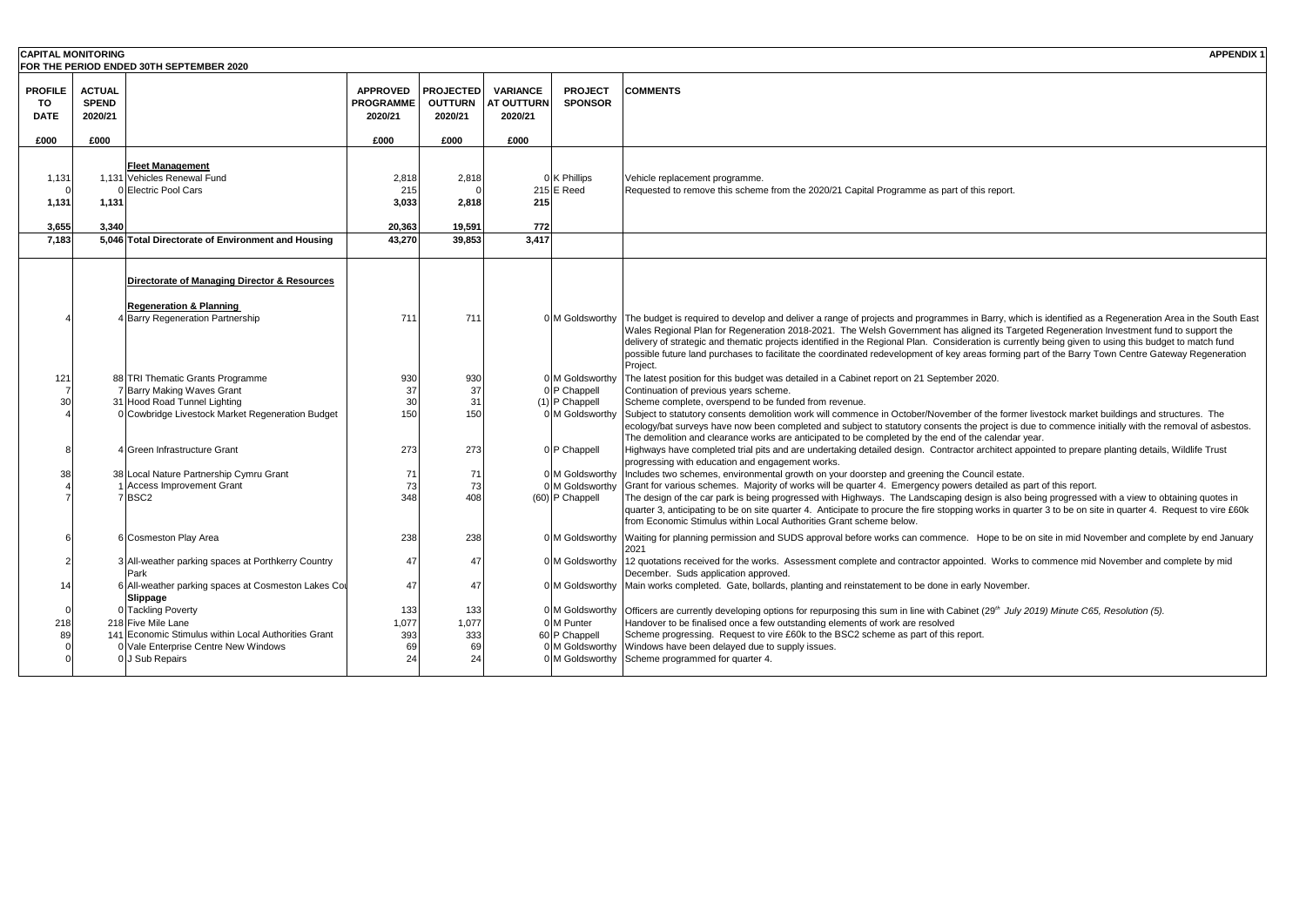**CAPITAL MONITORING** **APPENDIX 1**

**FOR THE PERIOD ENDED 30TH SEPTEMBER 2020**

| PROFILE TO DATE | ACTUAL SPEND 2020/21 | | APPROVED PROGRAMME 2020/21 | PROJECTED OUTTURN 2020/21 | VARIANCE AT OUTTURN 2020/21 | PROJECT SPONSOR | COMMENTS |
|---|---|---|---|---|---|---|---|
| £000 | £000 | | £000 | £000 | £000 | | |
| | | **Fleet Management** | | | | | |
| 1,131 | 1,131 | Vehicles Renewal Fund | 2,818 | 2,818 | 0 | K Phillips | Vehicle replacement programme. |
| 0 | 0 | Electric Pool Cars | 215 | 0 | 215 | E Reed | Requested to remove this scheme from the 2020/21 Capital Programme as part of this report. |
| **1,131** | **1,131** | | **3,033** | **2,818** | **215** | | |
| **3,655** | **3,340** | | **20,363** | **19,591** | **772** | | |
| **7,183** | **5,046** | **Total Directorate of Environment and Housing** | **43,270** | **39,853** | **3,417** | | |
| | | **Directorate of Managing Director & Resources** | | | | | |
| | | **Regeneration & Planning** | | | | | |
| 4 | 4 | Barry Regeneration Partnership | 711 | 711 | 0 | M Goldsworthy | The budget is required to develop and deliver a range of projects and programmes in Barry, which is identified as a Regeneration Area in the South East Wales Regional Plan for Regeneration 2018-2021. The Welsh Government has aligned its Targeted Regeneration Investment fund to support the delivery of strategic and thematic projects identified in the Regional Plan. Consideration is currently being given to using this budget to match fund possible future land purchases to facilitate the coordinated redevelopment of key areas forming part of the Barry Town Centre Gateway Regeneration Project. |
| 121 | 88 | TRI Thematic Grants Programme | 930 | 930 | 0 | M Goldsworthy | The latest position for this budget was detailed in a Cabinet report on 21 September 2020. |
| 7 | 7 | Barry Making Waves Grant | 37 | 37 | 0 | P Chappell | Continuation of previous years scheme. |
| 30 | 31 | Hood Road Tunnel Lighting | 30 | 31 | (1) | P Chappell | Scheme complete, overspend to be funded from revenue. |
| 4 | 0 | Cowbridge Livestock Market Regeneration Budget | 150 | 150 | 0 | M Goldsworthy | Subject to statutory consents demolition work will commence in October/November of the former livestock market buildings and structures. The ecology/bat surveys have now been completed and subject to statutory consents the project is due to commence initially with the removal of asbestos. The demolition and clearance works are anticipated to be completed by the end of the calendar year. |
| 8 | 4 | Green Infrastructure Grant | 273 | 273 | 0 | P Chappell | Highways have completed trial pits and are undertaking detailed design. Contractor architect appointed to prepare planting details, Wildlife Trust progressing with education and engagement works. |
| 38 | 38 | Local Nature Partnership Cymru Grant | 71 | 71 | 0 | M Goldsworthy | Includes two schemes, environmental growth on your doorstep and greening the Council estate. |
| 4 | 1 | Access Improvement Grant | 73 | 73 | 0 | M Goldsworthy | Grant for various schemes. Majority of works will be quarter 4. Emergency powers detailed as part of this report. |
| 7 | 7 | BSC2 | 348 | 408 | (60) | P Chappell | The design of the car park is being progressed with Highways. The Landscaping design is also being progressed with a view to obtaining quotes in quarter 3, anticipating to be on site quarter 4. Anticipate to procure the fire stopping works in quarter 3 to be on site in quarter 4. Request to vire £60k from Economic Stimulus within Local Authorities Grant scheme below. |
| 6 | 6 | Cosmeston Play Area | 238 | 238 | 0 | M Goldsworthy | Waiting for planning permission and SUDS approval before works can commence. Hope to be on site in mid November and complete by end January 2021 |
| 2 | 3 | All-weather parking spaces at Porthkerry Country Park | 47 | 47 | 0 | M Goldsworthy | 12 quotations received for the works. Assessment complete and contractor appointed. Works to commence mid November and complete by mid December. Suds application approved. |
| 14 | 6 | All-weather parking spaces at Cosmeston Lakes Cou | 47 | 47 | 0 | M Goldsworthy | Main works completed. Gate, bollards, planting and reinstatement to be done in early November. |
| | | **Slippage** | | | | | |
| 0 | 0 | Tackling Poverty | 133 | 133 | 0 | M Goldsworthy | Officers are currently developing options for repurposing this sum in line with Cabinet (29th *July 2019) Minute C65, Resolution (5).* |
| 218 | 218 | Five Mile Lane | 1,077 | 1,077 | 0 | M Punter | Handover to be finalised once a few outstanding elements of work are resolved |
| 89 | 141 | Economic Stimulus within Local Authorities Grant | 393 | 333 | 60 | P Chappell | Scheme progressing. Request to vire £60k to the BSC2 scheme as part of this report. |
| 0 | 0 | Vale Enterprise Centre New Windows | 69 | 69 | 0 | M Goldsworthy | Windows have been delayed due to supply issues. |
| 0 | 0 | J Sub Repairs | 24 | 24 | 0 | M Goldsworthy | Scheme programmed for quarter 4. |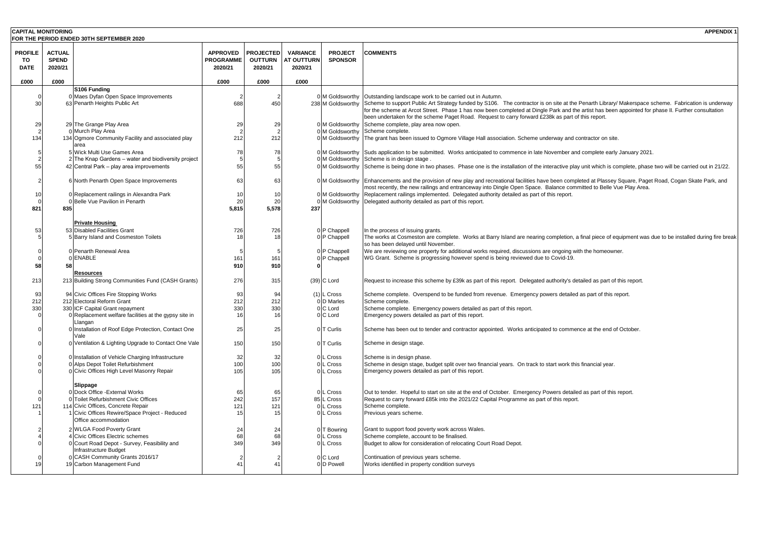**CAPITAL MONITORING** **APPENDIX 1**

**FOR THE PERIOD ENDED 30TH SEPTEMBER 2020**

| PROFILE TO DATE | ACTUAL SPEND 2020/21 | | APPROVED PROGRAMME 2020/21 | PROJECTED OUTTURN 2020/21 | VARIANCE AT OUTTURN 2020/21 | PROJECT SPONSOR | COMMENTS |
|---|---|---|---|---|---|---|---|
| £000 | £000 | | £000 | £000 | £000 | | |
| | | **S106 Funding** | | | | | |
| 0 | 0 | Maes Dyfan Open Space Improvements | 2 | 2 | 0 | M Goldsworthy | Outstanding landscape work to be carried out in Autumn. |
| 30 | 63 | Penarth Heights Public Art | 688 | 450 | 238 | M Goldsworthy | Scheme to support Public Art Strategy funded by S106. The contractor is on site at the Penarth Library/ Makerspace scheme. Fabrication is underway for the scheme at Arcot Street. Phase 1 has now been completed at Dingle Park and the artist has been appointed for phase II. Further consultation been undertaken for the scheme Paget Road. Request to carry forward £238k as part of this report. |
| 29 | 29 | The Grange Play Area | 29 | 29 | 0 | M Goldsworthy | Scheme complete, play area now open. |
| 2 | 0 | Murch Play Area | 2 | 2 | 0 | M Goldsworthy | Scheme complete. |
| 134 | 134 | Ogmore Community Facility and associated play area | 212 | 212 | 0 | M Goldsworthy | The grant has been issued to Ogmore Village Hall association. Scheme underway and contractor on site. |
| 5 | 5 | Wick Multi Use Games Area | 78 | 78 | 0 | M Goldsworthy | Suds application to be submitted. Works anticipated to commence in late November and complete early January 2021. |
| 2 | 2 | The Knap Gardens – water and biodiversity project | 5 | 5 | 0 | M Goldsworthy | Scheme is in design stage . |
| 55 | 42 | Central Park – play area improvements | 55 | 55 | 0 | M Goldsworthy | Scheme is being done in two phases. Phase one is the installation of the interactive play unit which is complete, phase two will be carried out in 21/22. |
| 2 | 6 | North Penarth Open Space Improvements | 63 | 63 | 0 | M Goldsworthy | Enhancements and the provision of new play and recreational facilities have been completed at Plassey Square, Paget Road, Cogan Skate Park, and most recently, the new railings and entranceway into Dingle Open Space. Balance committed to Belle Vue Play Area. |
| 10 | 0 | Replacement railings in Alexandra Park | 10 | 10 | 0 | M Goldsworthy | Replacement railings implemented. Delegated authority detailed as part of this report. |
| 0 | 0 | Belle Vue Pavilion in Penarth | 20 | 20 | 0 | M Goldsworthy | Delegated authority detailed as part of this report. |
| **821** | **835** | | **5,815** | **5,578** | **237** | | |
| | | **Private Housing** | | | | | |
| 53 | 53 | Disabled Facilities Grant | 726 | 726 | 0 | P Chappell | In the process of issuing grants. |
| 5 | 5 | Barry Island and Cosmeston Toilets | 18 | 18 | 0 | P Chappell | The works at Cosmeston are complete. Works at Barry Island are nearing completion, a final piece of equipment was due to be installed during fire break so has been delayed until November. |
| 0 | 0 | Penarth Renewal Area | 5 | 5 | 0 | P Chappell | We are reviewing one property for additional works required, discussions are ongoing with the homeowner. |
| 0 | 0 | ENABLE | 161 | 161 | 0 | P Chappell | WG Grant. Scheme is progressing however spend is being reviewed due to Covid-19. |
| **58** | **58** | | **910** | **910** | **0** | | |
| | | **Resources** | | | | | |
| 213 | 213 | Building Strong Communities Fund (CASH Grants) | 276 | 315 | (39) | C Lord | Request to increase this scheme by £39k as part of this report. Delegated authority's detailed as part of this report. |
| 93 | 94 | Civic Offices Fire Stopping Works | 93 | 94 | (1) | L Cross | Scheme complete. Overspend to be funded from revenue. Emergency powers detailed as part of this report. |
| 212 | 212 | Electoral Reform Grant | 212 | 212 | 0 | D Marles | Scheme complete. |
| 330 | 330 | ICF Capital Grant repayment | 330 | 330 | 0 | C Lord | Scheme complete. Emergency powers detailed as part of this report. |
| 0 | 0 | Replacement welfare facilities at the gypsy site in Llangan | 16 | 16 | 0 | C Lord | Emergency powers detailed as part of this report. |
| 0 | 0 | Installation of Roof Edge Protection, Contact One Vale | 25 | 25 | 0 | T Curlis | Scheme has been out to tender and contractor appointed. Works anticipated to commence at the end of October. |
| 0 | 0 | Ventilation & Lighting Upgrade to Contact One Vale | 150 | 150 | 0 | T Curlis | Scheme in design stage. |
| 0 | 0 | Installation of Vehicle Charging Infrastructure | 32 | 32 | 0 | L Cross | Scheme is in design phase. |
| 0 | 0 | Alps Depot Toilet Refurbishment | 100 | 100 | 0 | L Cross | Scheme in design stage, budget split over two financial years. On track to start work this financial year. |
| 0 | 0 | Civic Offices High Level Masonry Repair | 105 | 105 | 0 | L Cross | Emergency powers detailed as part of this report. |
| | | **Slippage** | | | | | |
| 0 | 0 | Dock Office -External Works | 65 | 65 | 0 | L Cross | Out to tender. Hopeful to start on site at the end of October. Emergency Powers detailed as part of this report. |
| 0 | 0 | Toilet Refurbishment Civic Offices | 242 | 157 | 85 | L Cross | Request to carry forward £85k into the 2021/22 Capital Programme as part of this report. |
| 121 | 114 | Civic Offices, Concrete Repair | 121 | 121 | 0 | L Cross | Scheme complete. |
| 1 | 1 | Civic Offices Rewire/Space Project - Reduced Office accommodation | 15 | 15 | 0 | L Cross | Previous years scheme. |
| 2 | 2 | WLGA Food Poverty Grant | 24 | 24 | 0 | T Bowring | Grant to support food poverty work across Wales. |
| 4 | 4 | Civic Offices Electric schemes | 68 | 68 | 0 | L Cross | Scheme complete, account to be finalised. |
| 0 | 0 | Court Road Depot - Survey, Feasibility and Infrastructure Budget | 349 | 349 | 0 | L Cross | Budget to allow for consideration of relocating Court Road Depot. |
| 0 | 0 | CASH Community Grants 2016/17 | 2 | 2 | 0 | C Lord | Continuation of previous years scheme. |
| 19 | 19 | Carbon Management Fund | 41 | 41 | 0 | D Powell | Works identified in property condition surveys |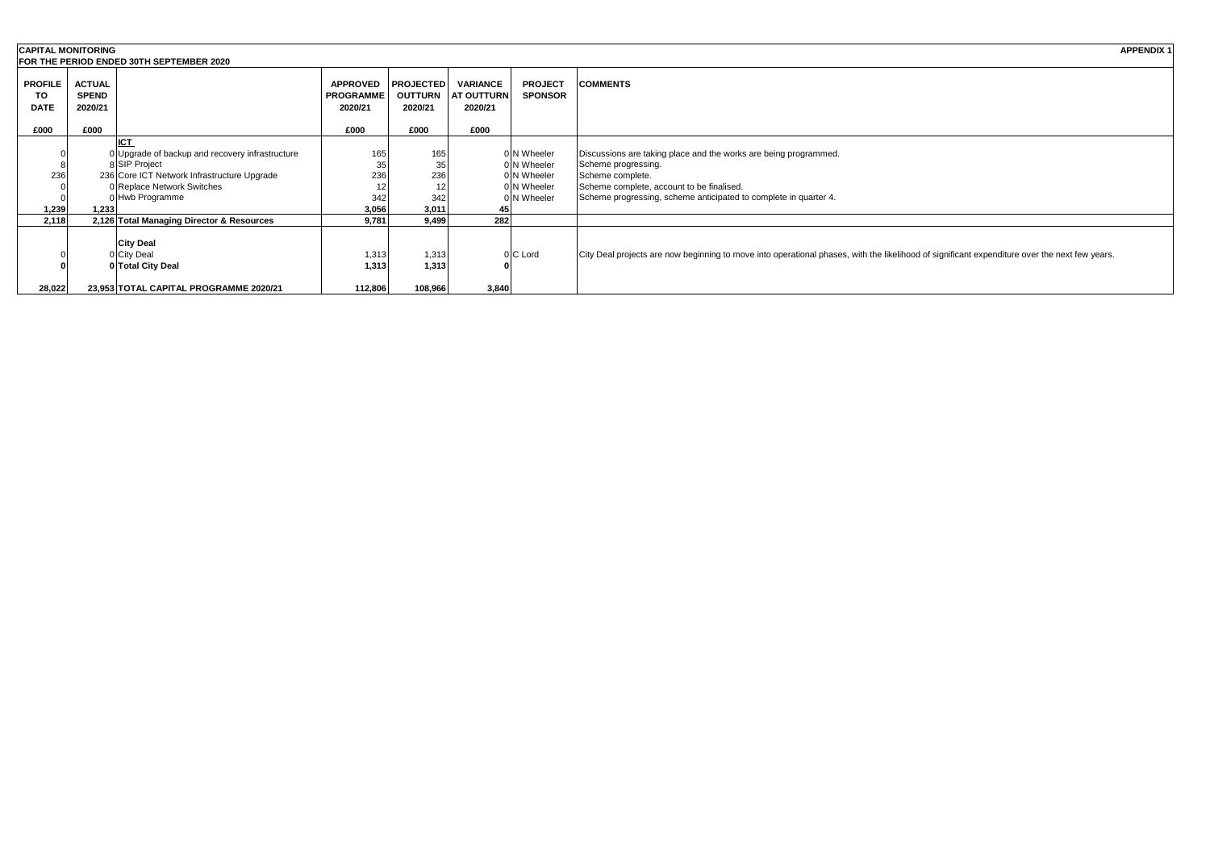**CAPITAL MONITORING**
**FOR THE PERIOD ENDED 30TH SEPTEMBER 2020**

**APPENDIX 1**

| PROFILE TO DATE £000 | ACTUAL SPEND 2020/21 £000 | | APPROVED PROGRAMME 2020/21 £000 | PROJECTED OUTTURN 2020/21 £000 | VARIANCE AT OUTTURN 2020/21 £000 | PROJECT SPONSOR | COMMENTS |
|---|---|---|---|---|---|---|---|
| | | **ICT** | | | | | |
| 0 | 0 | Upgrade of backup and recovery infrastructure | 165 | 165 | 0 | N Wheeler | Discussions are taking place and the works are being programmed. |
| 8 | 8 | SIP Project | 35 | 35 | 0 | N Wheeler | Scheme progressing. |
| 236 | 236 | Core ICT Network Infrastructure Upgrade | 236 | 236 | 0 | N Wheeler | Scheme complete. |
| 0 | 0 | Replace Network Switches | 12 | 12 | 0 | N Wheeler | Scheme complete, account to be finalised. |
| 0 | 0 | Hwb Programme | 342 | 342 | 0 | N Wheeler | Scheme progressing, scheme anticipated to complete in quarter 4. |
| **1,239** | **1,233** | | **3,056** | **3,011** | **45** | | |
| **2,118** | **2,126** | **Total Managing Director & Resources** | **9,781** | **9,499** | **282** | | |
| | | **City Deal** | | | | | |
| 0 | 0 | City Deal | 1,313 | 1,313 | 0 | C Lord | City Deal projects are now beginning to move into operational phases, with the likelihood of significant expenditure over the next few years. |
| **0** | **0** | **Total City Deal** | **1,313** | **1,313** | **0** | | |
| **28,022** | **23,953** | **TOTAL CAPITAL PROGRAMME 2020/21** | **112,806** | **108,966** | **3,840** | | |